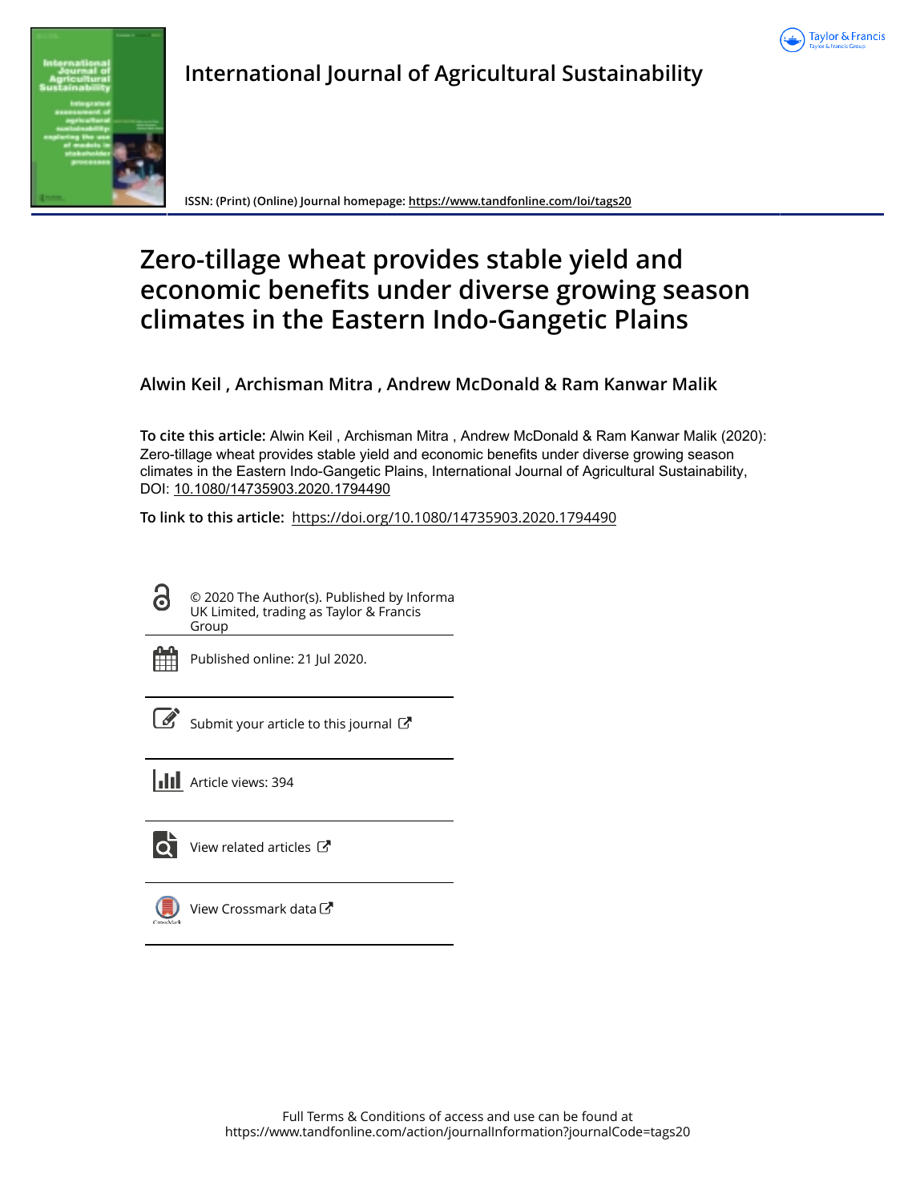International Journal of Agricultural Sustainability

ISSN: (Print) (Online) Journal homepage: https://www.tandfonline.com/loi/tags20

# Zero-tillage wheat provides stable yield and economic benefits under diverse growing season climates in the Eastern Indo-Gangetic Plains

**Alwin Keil , Archisman Mitra , Andrew McDonald & Ram Kanwar Malik**

**To cite this article:** Alwin Keil , Archisman Mitra , Andrew McDonald & Ram Kanwar Malik (2020): Zero-tillage wheat provides stable yield and economic benefits under diverse growing season climates in the Eastern Indo-Gangetic Plains, International Journal of Agricultural Sustainability, DOI: 10.1080/14735903.2020.1794490

**To link to this article:** https://doi.org/10.1080/14735903.2020.1794490

© 2020 The Author(s). Published by Informa UK Limited, trading as Taylor & Francis Group

Published online: 21 Jul 2020.

Submit your article to this journal

Article views: 394

View related articles

View Crossmark data

Full Terms & Conditions of access and use can be found at https://www.tandfonline.com/action/journalInformation?journalCode=tags20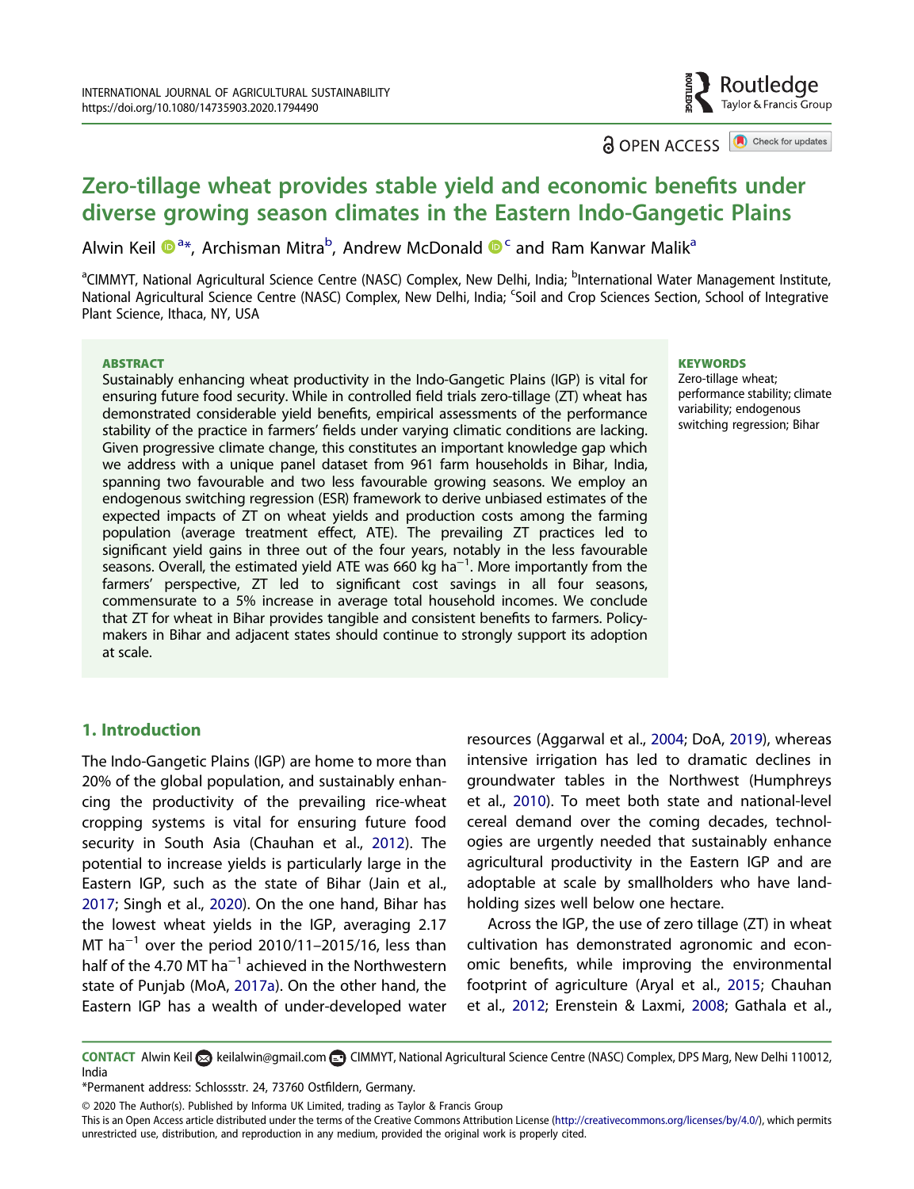# Zero-tillage wheat provides stable yield and economic benefits under diverse growing season climates in the Eastern Indo-Gangetic Plains

Alwin Keil[a*], Archisman Mitra[b], Andrew McDonald[c] and Ram Kanwar Malik[a]

[a]CIMMYT, National Agricultural Science Centre (NASC) Complex, New Delhi, India; [b]International Water Management Institute, National Agricultural Science Centre (NASC) Complex, New Delhi, India; [c]Soil and Crop Sciences Section, School of Integrative Plant Science, Ithaca, NY, USA

**ABSTRACT**

Sustainably enhancing wheat productivity in the Indo-Gangetic Plains (IGP) is vital for ensuring future food security. While in controlled field trials zero-tillage (ZT) wheat has demonstrated considerable yield benefits, empirical assessments of the performance stability of the practice in farmers' fields under varying climatic conditions are lacking. Given progressive climate change, this constitutes an important knowledge gap which we address with a unique panel dataset from 961 farm households in Bihar, India, spanning two favourable and two less favourable growing seasons. We employ an endogenous switching regression (ESR) framework to derive unbiased estimates of the expected impacts of ZT on wheat yields and production costs among the farming population (average treatment effect, ATE). The prevailing ZT practices led to significant yield gains in three out of the four years, notably in the less favourable seasons. Overall, the estimated yield ATE was 660 kg ha$^{-1}$. More importantly from the farmers' perspective, ZT led to significant cost savings in all four seasons, commensurate to a 5% increase in average total household incomes. We conclude that ZT for wheat in Bihar provides tangible and consistent benefits to farmers. Policy-makers in Bihar and adjacent states should continue to strongly support its adoption at scale.

**KEYWORDS**

Zero-tillage wheat; performance stability; climate variability; endogenous switching regression; Bihar

## 1. Introduction

The Indo-Gangetic Plains (IGP) are home to more than 20% of the global population, and sustainably enhancing the productivity of the prevailing rice-wheat cropping systems is vital for ensuring future food security in South Asia (Chauhan et al., 2012). The potential to increase yields is particularly large in the Eastern IGP, such as the state of Bihar (Jain et al., 2017; Singh et al., 2020). On the one hand, Bihar has the lowest wheat yields in the IGP, averaging 2.17 MT ha$^{-1}$ over the period 2010/11–2015/16, less than half of the 4.70 MT ha$^{-1}$ achieved in the Northwestern state of Punjab (MoA, 2017a). On the other hand, the Eastern IGP has a wealth of under-developed water resources (Aggarwal et al., 2004; DoA, 2019), whereas intensive irrigation has led to dramatic declines in groundwater tables in the Northwest (Humphreys et al., 2010). To meet both state and national-level cereal demand over the coming decades, technologies are urgently needed that sustainably enhance agricultural productivity in the Eastern IGP and are adoptable at scale by smallholders who have landholding sizes well below one hectare.

Across the IGP, the use of zero tillage (ZT) in wheat cultivation has demonstrated agronomic and economic benefits, while improving the environmental footprint of agriculture (Aryal et al., 2015; Chauhan et al., 2012; Erenstein & Laxmi, 2008; Gathala et al.,

---

**CONTACT** Alwin Keil keilalwin@gmail.com CIMMYT, National Agricultural Science Centre (NASC) Complex, DPS Marg, New Delhi 110012, India

*Permanent address: Schlossstr. 24, 73760 Ostfildern, Germany.

© 2020 The Author(s). Published by Informa UK Limited, trading as Taylor & Francis Group

This is an Open Access article distributed under the terms of the Creative Commons Attribution License (http://creativecommons.org/licenses/by/4.0/), which permits unrestricted use, distribution, and reproduction in any medium, provided the original work is properly cited.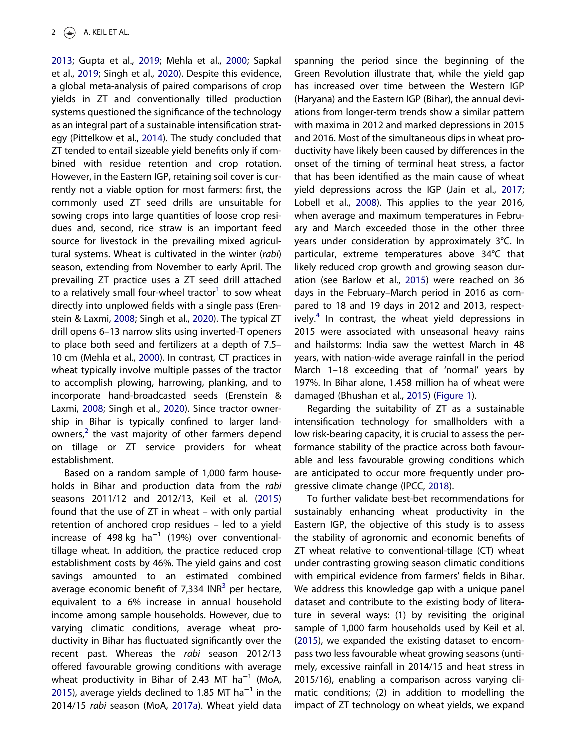2013; Gupta et al., 2019; Mehla et al., 2000; Sapkal et al., 2019; Singh et al., 2020). Despite this evidence, a global meta-analysis of paired comparisons of crop yields in ZT and conventionally tilled production systems questioned the significance of the technology as an integral part of a sustainable intensification strategy (Pittelkow et al., 2014). The study concluded that ZT tended to entail sizeable yield benefits only if combined with residue retention and crop rotation. However, in the Eastern IGP, retaining soil cover is currently not a viable option for most farmers: first, the commonly used ZT seed drills are unsuitable for sowing crops into large quantities of loose crop residues and, second, rice straw is an important feed source for livestock in the prevailing mixed agricultural systems. Wheat is cultivated in the winter (*rabi*) season, extending from November to early April. The prevailing ZT practice uses a ZT seed drill attached to a relatively small four-wheel tractor[1] to sow wheat directly into unplowed fields with a single pass (Erenstein & Laxmi, 2008; Singh et al., 2020). The typical ZT drill opens 6–13 narrow slits using inverted-T openers to place both seed and fertilizers at a depth of 7.5–10 cm (Mehla et al., 2000). In contrast, CT practices in wheat typically involve multiple passes of the tractor to accomplish plowing, harrowing, planking, and to incorporate hand-broadcasted seeds (Erenstein & Laxmi, 2008; Singh et al., 2020). Since tractor ownership in Bihar is typically confined to larger landowners,[2] the vast majority of other farmers depend on tillage or ZT service providers for wheat establishment.

Based on a random sample of 1,000 farm households in Bihar and production data from the *rabi* seasons 2011/12 and 2012/13, Keil et al. (2015) found that the use of ZT in wheat – with only partial retention of anchored crop residues – led to a yield increase of 498 kg ha$^{-1}$ (19%) over conventional-tillage wheat. In addition, the practice reduced crop establishment costs by 46%. The yield gains and cost savings amounted to an estimated combined average economic benefit of 7,334 INR[3] per hectare, equivalent to a 6% increase in annual household income among sample households. However, due to varying climatic conditions, average wheat productivity in Bihar has fluctuated significantly over the recent past. Whereas the *rabi* season 2012/13 offered favourable growing conditions with average wheat productivity in Bihar of 2.43 MT ha$^{-1}$ (MoA, 2015), average yields declined to 1.85 MT ha$^{-1}$ in the 2014/15 *rabi* season (MoA, 2017a). Wheat yield data spanning the period since the beginning of the Green Revolution illustrate that, while the yield gap has increased over time between the Western IGP (Haryana) and the Eastern IGP (Bihar), the annual deviations from longer-term trends show a similar pattern with maxima in 2012 and marked depressions in 2015 and 2016. Most of the simultaneous dips in wheat productivity have likely been caused by differences in the onset of the timing of terminal heat stress, a factor that has been identified as the main cause of wheat yield depressions across the IGP (Jain et al., 2017; Lobell et al., 2008). This applies to the year 2016, when average and maximum temperatures in February and March exceeded those in the other three years under consideration by approximately 3°C. In particular, extreme temperatures above 34°C that likely reduced crop growth and growing season duration (see Barlow et al., 2015) were reached on 36 days in the February–March period in 2016 as compared to 18 and 19 days in 2012 and 2013, respectively.[4] In contrast, the wheat yield depressions in 2015 were associated with unseasonal heavy rains and hailstorms: India saw the wettest March in 48 years, with nation-wide average rainfall in the period March 1–18 exceeding that of 'normal' years by 197%. In Bihar alone, 1.458 million ha of wheat were damaged (Bhushan et al., 2015) (Figure 1).

Regarding the suitability of ZT as a sustainable intensification technology for smallholders with a low risk-bearing capacity, it is crucial to assess the performance stability of the practice across both favourable and less favourable growing conditions which are anticipated to occur more frequently under progressive climate change (IPCC, 2018).

To further validate best-bet recommendations for sustainably enhancing wheat productivity in the Eastern IGP, the objective of this study is to assess the stability of agronomic and economic benefits of ZT wheat relative to conventional-tillage (CT) wheat under contrasting growing season climatic conditions with empirical evidence from farmers' fields in Bihar. We address this knowledge gap with a unique panel dataset and contribute to the existing body of literature in several ways: (1) by revisiting the original sample of 1,000 farm households used by Keil et al. (2015), we expanded the existing dataset to encompass two less favourable wheat growing seasons (untimely, excessive rainfall in 2014/15 and heat stress in 2015/16), enabling a comparison across varying climatic conditions; (2) in addition to modelling the impact of ZT technology on wheat yields, we expand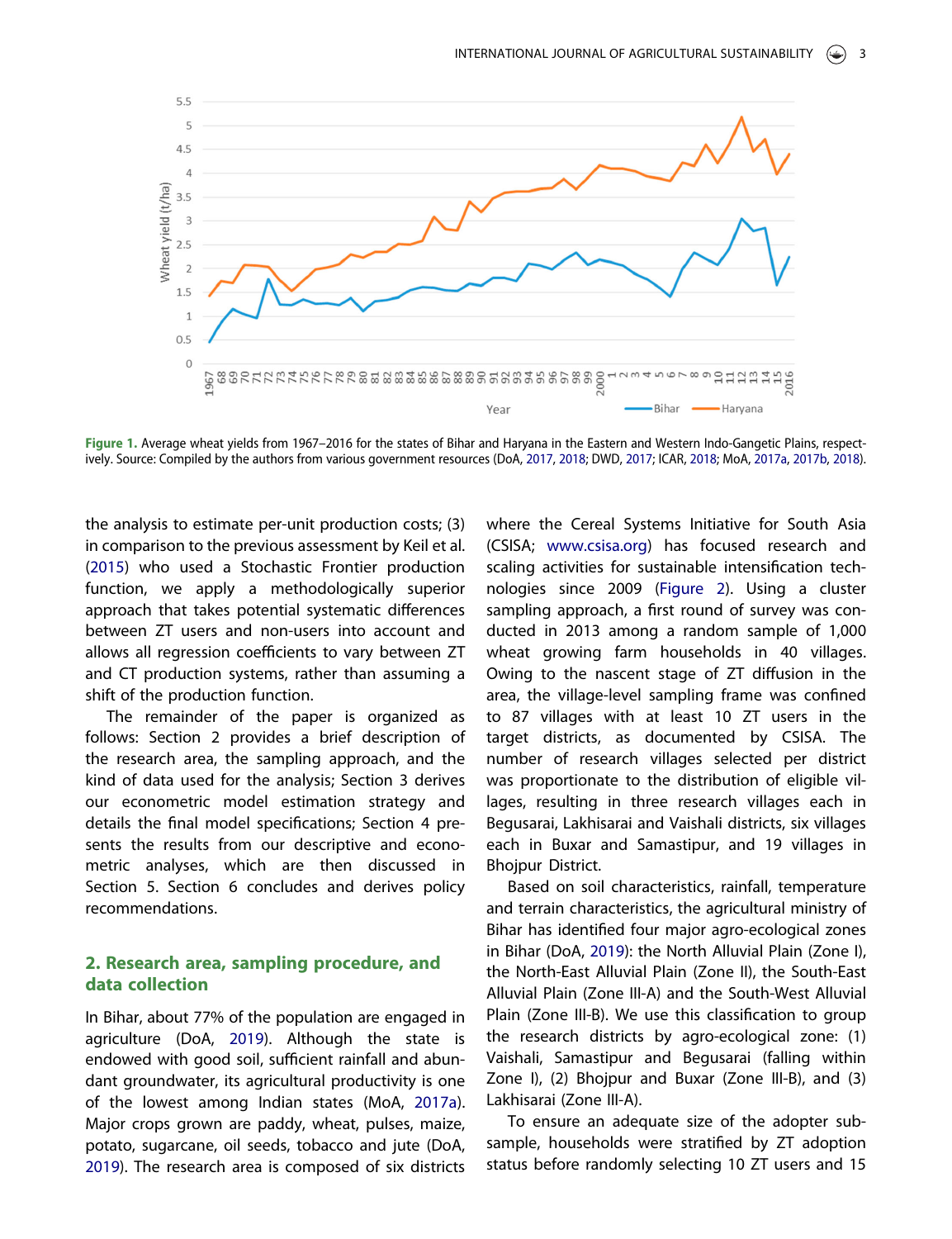**Figure 1.** Average wheat yields from 1967–2016 for the states of Bihar and Haryana in the Eastern and Western Indo-Gangetic Plains, respectively. Source: Compiled by the authors from various government resources (DoA, 2017, 2018; DWD, 2017; ICAR, 2018; MoA, 2017a, 2017b, 2018).

the analysis to estimate per-unit production costs; (3) in comparison to the previous assessment by Keil et al. (2015) who used a Stochastic Frontier production function, we apply a methodologically superior approach that takes potential systematic differences between ZT users and non-users into account and allows all regression coefficients to vary between ZT and CT production systems, rather than assuming a shift of the production function.

The remainder of the paper is organized as follows: Section 2 provides a brief description of the research area, the sampling approach, and the kind of data used for the analysis; Section 3 derives our econometric model estimation strategy and details the final model specifications; Section 4 presents the results from our descriptive and econometric analyses, which are then discussed in Section 5. Section 6 concludes and derives policy recommendations.

## 2. Research area, sampling procedure, and data collection

In Bihar, about 77% of the population are engaged in agriculture (DoA, 2019). Although the state is endowed with good soil, sufficient rainfall and abundant groundwater, its agricultural productivity is one of the lowest among Indian states (MoA, 2017a). Major crops grown are paddy, wheat, pulses, maize, potato, sugarcane, oil seeds, tobacco and jute (DoA, 2019). The research area is composed of six districts where the Cereal Systems Initiative for South Asia (CSISA; www.csisa.org) has focused research and scaling activities for sustainable intensification technologies since 2009 (Figure 2). Using a cluster sampling approach, a first round of survey was conducted in 2013 among a random sample of 1,000 wheat growing farm households in 40 villages. Owing to the nascent stage of ZT diffusion in the area, the village-level sampling frame was confined to 87 villages with at least 10 ZT users in the target districts, as documented by CSISA. The number of research villages selected per district was proportionate to the distribution of eligible villages, resulting in three research villages each in Begusarai, Lakhisarai and Vaishali districts, six villages each in Buxar and Samastipur, and 19 villages in Bhojpur District.

Based on soil characteristics, rainfall, temperature and terrain characteristics, the agricultural ministry of Bihar has identified four major agro-ecological zones in Bihar (DoA, 2019): the North Alluvial Plain (Zone I), the North-East Alluvial Plain (Zone II), the South-East Alluvial Plain (Zone III-A) and the South-West Alluvial Plain (Zone III-B). We use this classification to group the research districts by agro-ecological zone: (1) Vaishali, Samastipur and Begusarai (falling within Zone I), (2) Bhojpur and Buxar (Zone III-B), and (3) Lakhisarai (Zone III-A).

To ensure an adequate size of the adopter subsample, households were stratified by ZT adoption status before randomly selecting 10 ZT users and 15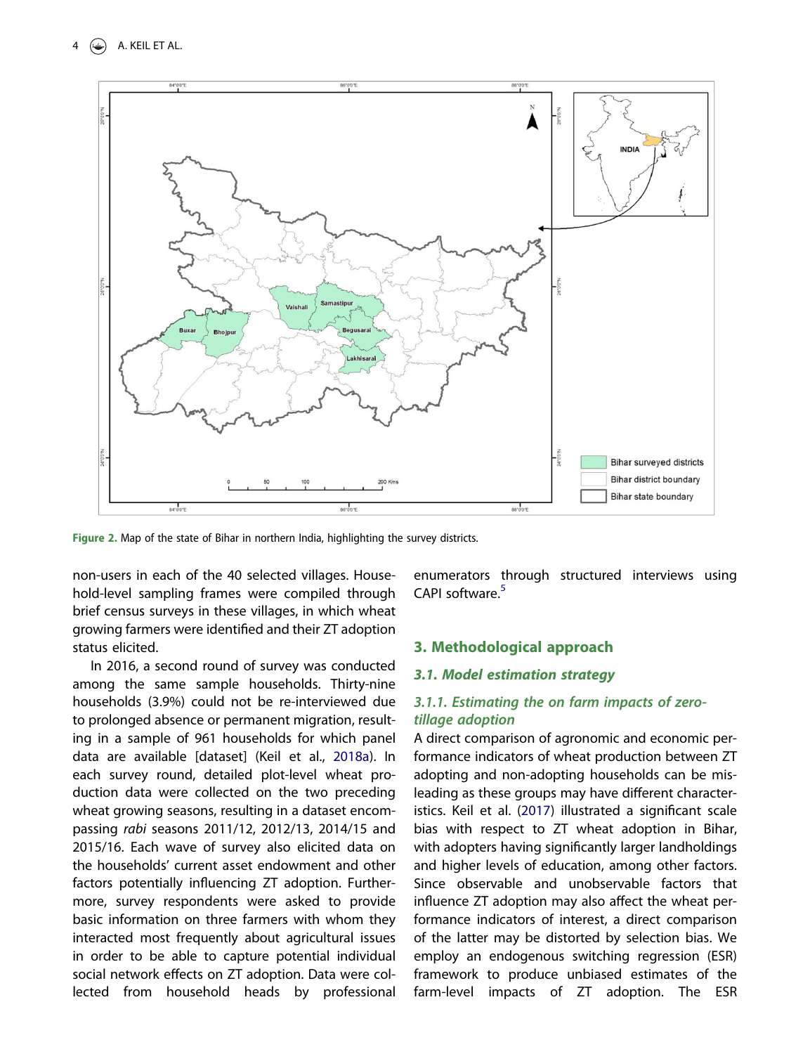Figure 2. Map of the state of Bihar in northern India, highlighting the survey districts.

non-users in each of the 40 selected villages. Household-level sampling frames were compiled through brief census surveys in these villages, in which wheat growing farmers were identified and their ZT adoption status elicited.

In 2016, a second round of survey was conducted among the same sample households. Thirty-nine households (3.9%) could not be re-interviewed due to prolonged absence or permanent migration, resulting in a sample of 961 households for which panel data are available [dataset] (Keil et al., 2018a). In each survey round, detailed plot-level wheat production data were collected on the two preceding wheat growing seasons, resulting in a dataset encompassing *rabi* seasons 2011/12, 2012/13, 2014/15 and 2015/16. Each wave of survey also elicited data on the households' current asset endowment and other factors potentially influencing ZT adoption. Furthermore, survey respondents were asked to provide basic information on three farmers with whom they interacted most frequently about agricultural issues in order to be able to capture potential individual social network effects on ZT adoption. Data were collected from household heads by professional enumerators through structured interviews using CAPI software.[5]

## 3. Methodological approach

### 3.1. Model estimation strategy

#### 3.1.1. Estimating the on farm impacts of zero-tillage adoption

A direct comparison of agronomic and economic performance indicators of wheat production between ZT adopting and non-adopting households can be misleading as these groups may have different characteristics. Keil et al. (2017) illustrated a significant scale bias with respect to ZT wheat adoption in Bihar, with adopters having significantly larger landholdings and higher levels of education, among other factors. Since observable and unobservable factors that influence ZT adoption may also affect the wheat performance indicators of interest, a direct comparison of the latter may be distorted by selection bias. We employ an endogenous switching regression (ESR) framework to produce unbiased estimates of the farm-level impacts of ZT adoption. The ESR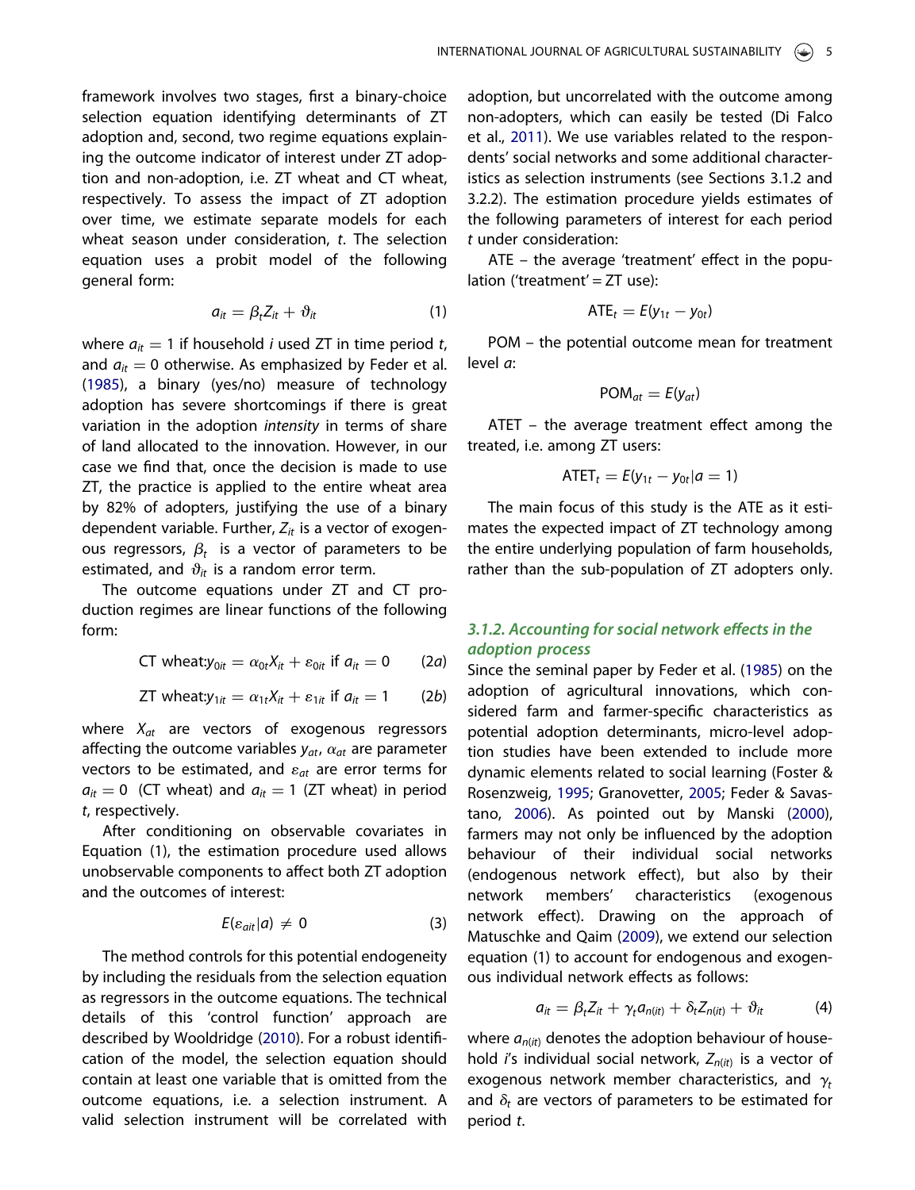framework involves two stages, first a binary-choice selection equation identifying determinants of ZT adoption and, second, two regime equations explaining the outcome indicator of interest under ZT adoption and non-adoption, i.e. ZT wheat and CT wheat, respectively. To assess the impact of ZT adoption over time, we estimate separate models for each wheat season under consideration, $t$. The selection equation uses a probit model of the following general form:

$$a_{it} = \beta_t Z_{it} + \vartheta_{it} \quad (1)$$

where $a_{it} = 1$ if household $i$ used ZT in time period $t$, and $a_{it} = 0$ otherwise. As emphasized by Feder et al. (1985), a binary (yes/no) measure of technology adoption has severe shortcomings if there is great variation in the adoption *intensity* in terms of share of land allocated to the innovation. However, in our case we find that, once the decision is made to use ZT, the practice is applied to the entire wheat area by 82% of adopters, justifying the use of a binary dependent variable. Further, $Z_{it}$ is a vector of exogenous regressors, $\beta_t$ is a vector of parameters to be estimated, and $\vartheta_{it}$ is a random error term.

The outcome equations under ZT and CT production regimes are linear functions of the following form:

$$\text{CT wheat:} y_{0it} = \alpha_{0t} X_{it} + \varepsilon_{0it} \text{ if } a_{it} = 0 \quad (2a)$$

$$\text{ZT wheat:} y_{1it} = \alpha_{1t} X_{it} + \varepsilon_{1it} \text{ if } a_{it} = 1 \quad (2b)$$

where $X_{at}$ are vectors of exogenous regressors affecting the outcome variables $y_{at}$, $\alpha_{at}$ are parameter vectors to be estimated, and $\varepsilon_{at}$ are error terms for $a_{it} = 0$ (CT wheat) and $a_{it} = 1$ (ZT wheat) in period $t$, respectively.

After conditioning on observable covariates in Equation (1), the estimation procedure used allows unobservable components to affect both ZT adoption and the outcomes of interest:

$$E(\varepsilon_{ait}|a) \neq 0 \quad (3)$$

The method controls for this potential endogeneity by including the residuals from the selection equation as regressors in the outcome equations. The technical details of this 'control function' approach are described by Wooldridge (2010). For a robust identification of the model, the selection equation should contain at least one variable that is omitted from the outcome equations, i.e. a selection instrument. A valid selection instrument will be correlated with adoption, but uncorrelated with the outcome among non-adopters, which can easily be tested (Di Falco et al., 2011). We use variables related to the respondents' social networks and some additional characteristics as selection instruments (see Sections 3.1.2 and 3.2.2). The estimation procedure yields estimates of the following parameters of interest for each period $t$ under consideration:

ATE – the average 'treatment' effect in the population ('treatment' = ZT use):

$$\text{ATE}_t = E(y_{1t} - y_{0t})$$

POM – the potential outcome mean for treatment level $a$:

$$\text{POM}_{at} = E(y_{at})$$

ATET – the average treatment effect among the treated, i.e. among ZT users:

$$\text{ATET}_t = E(y_{1t} - y_{0t}|a = 1)$$

The main focus of this study is the ATE as it estimates the expected impact of ZT technology among the entire underlying population of farm households, rather than the sub-population of ZT adopters only.

### *3.1.2. Accounting for social network effects in the adoption process*

Since the seminal paper by Feder et al. (1985) on the adoption of agricultural innovations, which considered farm and farmer-specific characteristics as potential adoption determinants, micro-level adoption studies have been extended to include more dynamic elements related to social learning (Foster & Rosenzweig, 1995; Granovetter, 2005; Feder & Savastano, 2006). As pointed out by Manski (2000), farmers may not only be influenced by the adoption behaviour of their individual social networks (endogenous network effect), but also by their network members' characteristics (exogenous network effect). Drawing on the approach of Matuschke and Qaim (2009), we extend our selection equation (1) to account for endogenous and exogenous individual network effects as follows:

$$a_{it} = \beta_t Z_{it} + \gamma_t a_{n(it)} + \delta_t Z_{n(it)} + \vartheta_{it} \quad (4)$$

where $a_{n(it)}$ denotes the adoption behaviour of household $i$'s individual social network, $Z_{n(it)}$ is a vector of exogenous network member characteristics, and $\gamma_t$ and $\delta_t$ are vectors of parameters to be estimated for period $t$.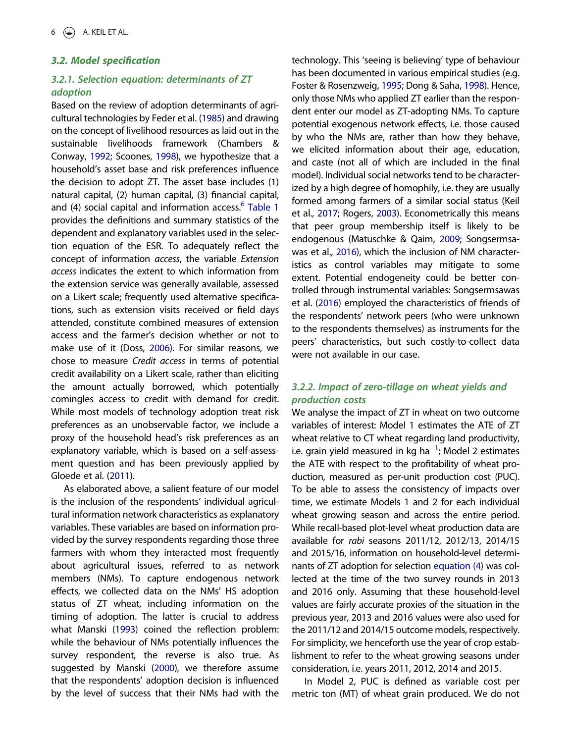### 3.2. Model specification

#### 3.2.1. Selection equation: determinants of ZT adoption

Based on the review of adoption determinants of agricultural technologies by Feder et al. (1985) and drawing on the concept of livelihood resources as laid out in the sustainable livelihoods framework (Chambers & Conway, 1992; Scoones, 1998), we hypothesize that a household's asset base and risk preferences influence the decision to adopt ZT. The asset base includes (1) natural capital, (2) human capital, (3) financial capital, and (4) social capital and information access.[6] Table 1 provides the definitions and summary statistics of the dependent and explanatory variables used in the selection equation of the ESR. To adequately reflect the concept of information *access*, the variable *Extension access* indicates the extent to which information from the extension service was generally available, assessed on a Likert scale; frequently used alternative specifications, such as extension visits received or field days attended, constitute combined measures of extension access and the farmer's decision whether or not to make use of it (Doss, 2006). For similar reasons, we chose to measure *Credit access* in terms of potential credit availability on a Likert scale, rather than eliciting the amount actually borrowed, which potentially comingles access to credit with demand for credit. While most models of technology adoption treat risk preferences as an unobservable factor, we include a proxy of the household head's risk preferences as an explanatory variable, which is based on a self-assessment question and has been previously applied by Gloede et al. (2011).

As elaborated above, a salient feature of our model is the inclusion of the respondents' individual agricultural information network characteristics as explanatory variables. These variables are based on information provided by the survey respondents regarding those three farmers with whom they interacted most frequently about agricultural issues, referred to as network members (NMs). To capture endogenous network effects, we collected data on the NMs' HS adoption status of ZT wheat, including information on the timing of adoption. The latter is crucial to address what Manski (1993) coined the reflection problem: while the behaviour of NMs potentially influences the survey respondent, the reverse is also true. As suggested by Manski (2000), we therefore assume that the respondents' adoption decision is influenced by the level of success that their NMs had with the technology. This 'seeing is believing' type of behaviour has been documented in various empirical studies (e.g. Foster & Rosenzweig, 1995; Dong & Saha, 1998). Hence, only those NMs who applied ZT earlier than the respondent enter our model as ZT-adopting NMs. To capture potential exogenous network effects, i.e. those caused by who the NMs are, rather than how they behave, we elicited information about their age, education, and caste (not all of which are included in the final model). Individual social networks tend to be characterized by a high degree of homophily, i.e. they are usually formed among farmers of a similar social status (Keil et al., 2017; Rogers, 2003). Econometrically this means that peer group membership itself is likely to be endogenous (Matuschke & Qaim, 2009; Songsermsawas et al., 2016), which the inclusion of NM characteristics as control variables may mitigate to some extent. Potential endogeneity could be better controlled through instrumental variables: Songsermsawas et al. (2016) employed the characteristics of friends of the respondents' network peers (who were unknown to the respondents themselves) as instruments for the peers' characteristics, but such costly-to-collect data were not available in our case.

#### 3.2.2. Impact of zero-tillage on wheat yields and production costs

We analyse the impact of ZT in wheat on two outcome variables of interest: Model 1 estimates the ATE of ZT wheat relative to CT wheat regarding land productivity, i.e. grain yield measured in kg ha$^{-1}$; Model 2 estimates the ATE with respect to the profitability of wheat production, measured as per-unit production cost (PUC). To be able to assess the consistency of impacts over time, we estimate Models 1 and 2 for each individual wheat growing season and across the entire period. While recall-based plot-level wheat production data are available for *rabi* seasons 2011/12, 2012/13, 2014/15 and 2015/16, information on household-level determinants of ZT adoption for selection equation (4) was collected at the time of the two survey rounds in 2013 and 2016 only. Assuming that these household-level values are fairly accurate proxies of the situation in the previous year, 2013 and 2016 values were also used for the 2011/12 and 2014/15 outcome models, respectively. For simplicity, we henceforth use the year of crop establishment to refer to the wheat growing seasons under consideration, i.e. years 2011, 2012, 2014 and 2015.

In Model 2, PUC is defined as variable cost per metric ton (MT) of wheat grain produced. We do not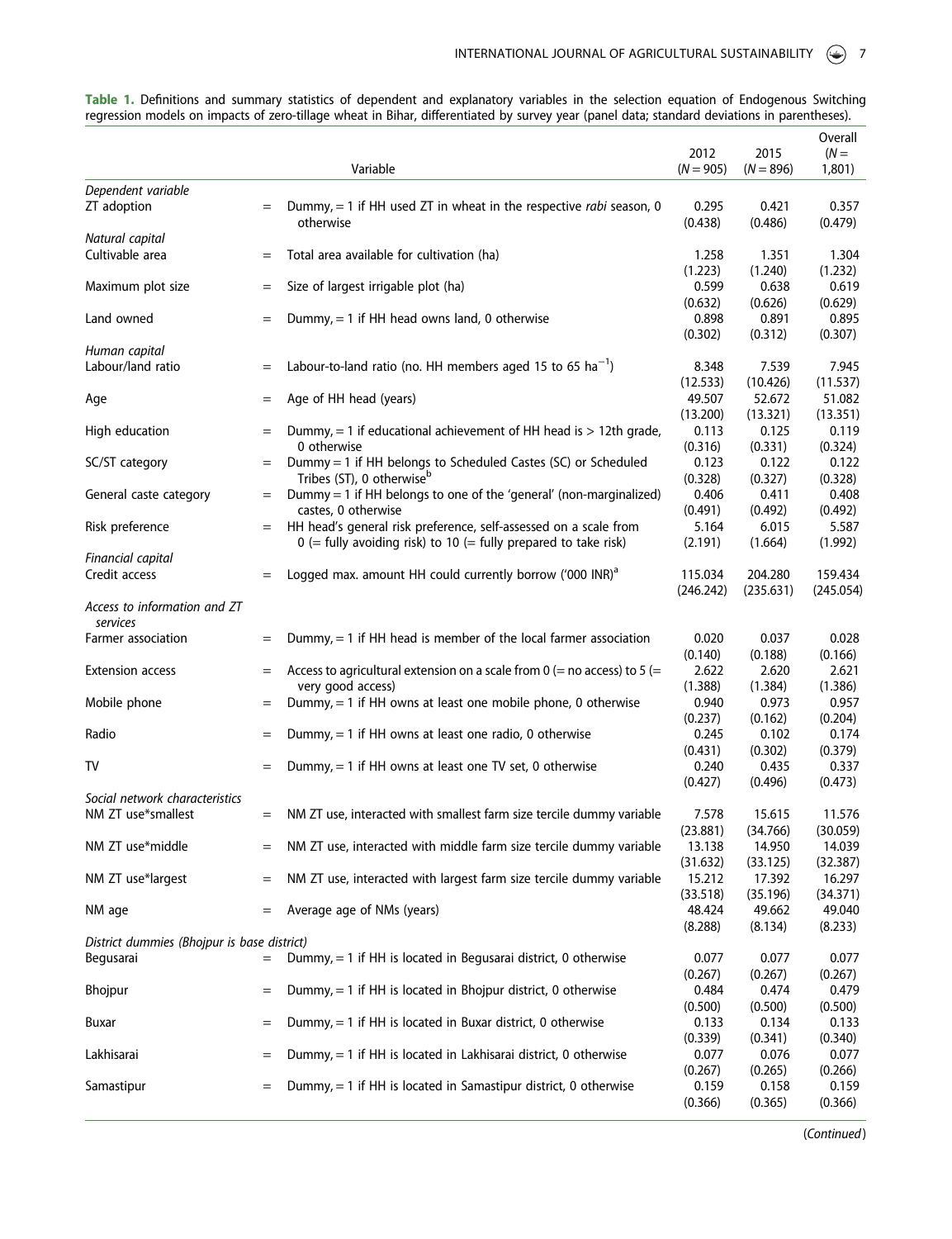**Table 1.** Definitions and summary statistics of dependent and explanatory variables in the selection equation of Endogenous Switching regression models on impacts of zero-tillage wheat in Bihar, differentiated by survey year (panel data; standard deviations in parentheses).

| | | Variable | 2012 ($N = 905$) | 2015 ($N = 896$) | Overall ($N = 1,801$) |
|---|---|---|---|---|---|
| *Dependent variable* | | | | | |
| ZT adoption | = | Dummy, = 1 if HH used ZT in wheat in the respective *rabi* season, 0 otherwise | 0.295 (0.438) | 0.421 (0.486) | 0.357 (0.479) |
| *Natural capital* | | | | | |
| Cultivable area | = | Total area available for cultivation (ha) | 1.258 (1.223) | 1.351 (1.240) | 1.304 (1.232) |
| Maximum plot size | = | Size of largest irrigable plot (ha) | 0.599 (0.632) | 0.638 (0.626) | 0.619 (0.629) |
| Land owned | = | Dummy, = 1 if HH head owns land, 0 otherwise | 0.898 (0.302) | 0.891 (0.312) | 0.895 (0.307) |
| *Human capital* | | | | | |
| Labour/land ratio | = | Labour-to-land ratio (no. HH members aged 15 to 65 ha$^{-1}$) | 8.348 (12.533) | 7.539 (10.426) | 7.945 (11.537) |
| Age | = | Age of HH head (years) | 49.507 (13.200) | 52.672 (13.321) | 51.082 (13.351) |
| High education | = | Dummy, = 1 if educational achievement of HH head is > 12th grade, 0 otherwise | 0.113 (0.316) | 0.125 (0.331) | 0.119 (0.324) |
| SC/ST category | = | Dummy = 1 if HH belongs to Scheduled Castes (SC) or Scheduled Tribes (ST), 0 otherwise[b] | 0.123 (0.328) | 0.122 (0.327) | 0.122 (0.328) |
| General caste category | = | Dummy = 1 if HH belongs to one of the 'general' (non-marginalized) castes, 0 otherwise | 0.406 (0.491) | 0.411 (0.492) | 0.408 (0.492) |
| Risk preference | = | HH head's general risk preference, self-assessed on a scale from 0 (= fully avoiding risk) to 10 (= fully prepared to take risk) | 5.164 (2.191) | 6.015 (1.664) | 5.587 (1.992) |
| *Financial capital* | | | | | |
| Credit access | = | Logged max. amount HH could currently borrow ('000 INR)[a] | 115.034 (246.242) | 204.280 (235.631) | 159.434 (245.054) |
| *Access to information and ZT services* | | | | | |
| Farmer association | = | Dummy, = 1 if HH head is member of the local farmer association | 0.020 (0.140) | 0.037 (0.188) | 0.028 (0.166) |
| Extension access | = | Access to agricultural extension on a scale from 0 (= no access) to 5 (= very good access) | 2.622 (1.388) | 2.620 (1.384) | 2.621 (1.386) |
| Mobile phone | = | Dummy, = 1 if HH owns at least one mobile phone, 0 otherwise | 0.940 (0.237) | 0.973 (0.162) | 0.957 (0.204) |
| Radio | = | Dummy, = 1 if HH owns at least one radio, 0 otherwise | 0.245 (0.431) | 0.102 (0.302) | 0.174 (0.379) |
| TV | = | Dummy, = 1 if HH owns at least one TV set, 0 otherwise | 0.240 (0.427) | 0.435 (0.496) | 0.337 (0.473) |
| *Social network characteristics* | | | | | |
| NM ZT use*smallest | = | NM ZT use, interacted with smallest farm size tercile dummy variable | 7.578 (23.881) | 15.615 (34.766) | 11.576 (30.059) |
| NM ZT use*middle | = | NM ZT use, interacted with middle farm size tercile dummy variable | 13.138 (31.632) | 14.950 (33.125) | 14.039 (32.387) |
| NM ZT use*largest | = | NM ZT use, interacted with largest farm size tercile dummy variable | 15.212 (33.518) | 17.392 (35.196) | 16.297 (34.371) |
| NM age | = | Average age of NMs (years) | 48.424 (8.288) | 49.662 (8.134) | 49.040 (8.233) |
| *District dummies (Bhojpur is base district)* | | | | | |
| Begusarai | = | Dummy, = 1 if HH is located in Begusarai district, 0 otherwise | 0.077 (0.267) | 0.077 (0.267) | 0.077 (0.267) |
| Bhojpur | = | Dummy, = 1 if HH is located in Bhojpur district, 0 otherwise | 0.484 (0.500) | 0.474 (0.500) | 0.479 (0.500) |
| Buxar | = | Dummy, = 1 if HH is located in Buxar district, 0 otherwise | 0.133 (0.339) | 0.134 (0.341) | 0.133 (0.340) |
| Lakhisarai | = | Dummy, = 1 if HH is located in Lakhisarai district, 0 otherwise | 0.077 (0.267) | 0.076 (0.265) | 0.077 (0.266) |
| Samastipur | = | Dummy, = 1 if HH is located in Samastipur district, 0 otherwise | 0.159 (0.366) | 0.158 (0.365) | 0.159 (0.366) |

(*Continued*)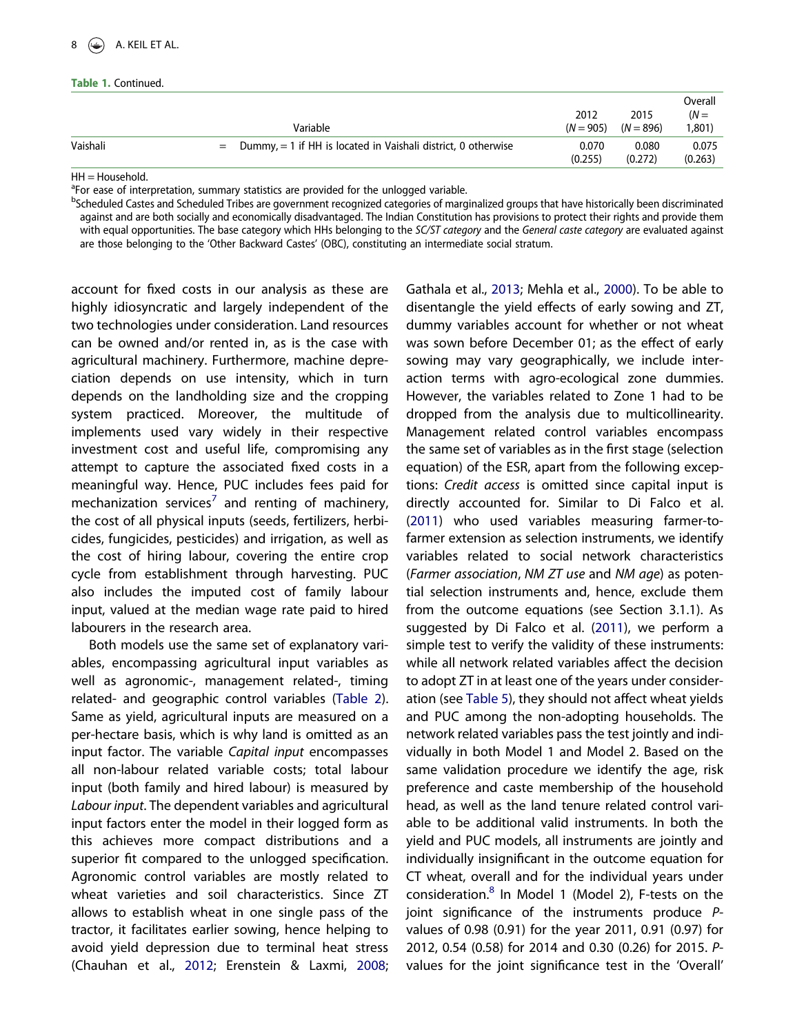**Table 1.** Continued.

| | | Variable | 2012 ($N = 905$) | 2015 ($N = 896$) | Overall ($N = 1,801$) |
|---|---|---|---|---|---|
| Vaishali | = | Dummy, = 1 if HH is located in Vaishali district, 0 otherwise | 0.070 (0.255) | 0.080 (0.272) | 0.075 (0.263) |

HH = Household.

[a]For ease of interpretation, summary statistics are provided for the unlogged variable.

[b]Scheduled Castes and Scheduled Tribes are government recognized categories of marginalized groups that have historically been discriminated against and are both socially and economically disadvantaged. The Indian Constitution has provisions to protect their rights and provide them with equal opportunities. The base category which HHs belonging to the *SC/ST category* and the *General caste category* are evaluated against are those belonging to the 'Other Backward Castes' (OBC), constituting an intermediate social stratum.

account for fixed costs in our analysis as these are highly idiosyncratic and largely independent of the two technologies under consideration. Land resources can be owned and/or rented in, as is the case with agricultural machinery. Furthermore, machine depreciation depends on use intensity, which in turn depends on the landholding size and the cropping system practiced. Moreover, the multitude of implements used vary widely in their respective investment cost and useful life, compromising any attempt to capture the associated fixed costs in a meaningful way. Hence, PUC includes fees paid for mechanization services[7] and renting of machinery, the cost of all physical inputs (seeds, fertilizers, herbicides, fungicides, pesticides) and irrigation, as well as the cost of hiring labour, covering the entire crop cycle from establishment through harvesting. PUC also includes the imputed cost of family labour input, valued at the median wage rate paid to hired labourers in the research area.

Both models use the same set of explanatory variables, encompassing agricultural input variables as well as agronomic-, management related-, timing related- and geographic control variables (Table 2). Same as yield, agricultural inputs are measured on a per-hectare basis, which is why land is omitted as an input factor. The variable *Capital input* encompasses all non-labour related variable costs; total labour input (both family and hired labour) is measured by *Labour input*. The dependent variables and agricultural input factors enter the model in their logged form as this achieves more compact distributions and a superior fit compared to the unlogged specification. Agronomic control variables are mostly related to wheat varieties and soil characteristics. Since ZT allows to establish wheat in one single pass of the tractor, it facilitates earlier sowing, hence helping to avoid yield depression due to terminal heat stress (Chauhan et al., 2012; Erenstein & Laxmi, 2008; Gathala et al., 2013; Mehla et al., 2000). To be able to disentangle the yield effects of early sowing and ZT, dummy variables account for whether or not wheat was sown before December 01; as the effect of early sowing may vary geographically, we include interaction terms with agro-ecological zone dummies. However, the variables related to Zone 1 had to be dropped from the analysis due to multicollinearity. Management related control variables encompass the same set of variables as in the first stage (selection equation) of the ESR, apart from the following exceptions: *Credit access* is omitted since capital input is directly accounted for. Similar to Di Falco et al. (2011) who used variables measuring farmer-to-farmer extension as selection instruments, we identify variables related to social network characteristics (*Farmer association*, *NM ZT use* and *NM age*) as potential selection instruments and, hence, exclude them from the outcome equations (see Section 3.1.1). As suggested by Di Falco et al. (2011), we perform a simple test to verify the validity of these instruments: while all network related variables affect the decision to adopt ZT in at least one of the years under consideration (see Table 5), they should not affect wheat yields and PUC among the non-adopting households. The network related variables pass the test jointly and individually in both Model 1 and Model 2. Based on the same validation procedure we identify the age, risk preference and caste membership of the household head, as well as the land tenure related control variable to be additional valid instruments. In both the yield and PUC models, all instruments are jointly and individually insignificant in the outcome equation for CT wheat, overall and for the individual years under consideration.[8] In Model 1 (Model 2), F-tests on the joint significance of the instruments produce *P*-values of 0.98 (0.91) for the year 2011, 0.91 (0.97) for 2012, 0.54 (0.58) for 2014 and 0.30 (0.26) for 2015. *P*-values for the joint significance test in the 'Overall'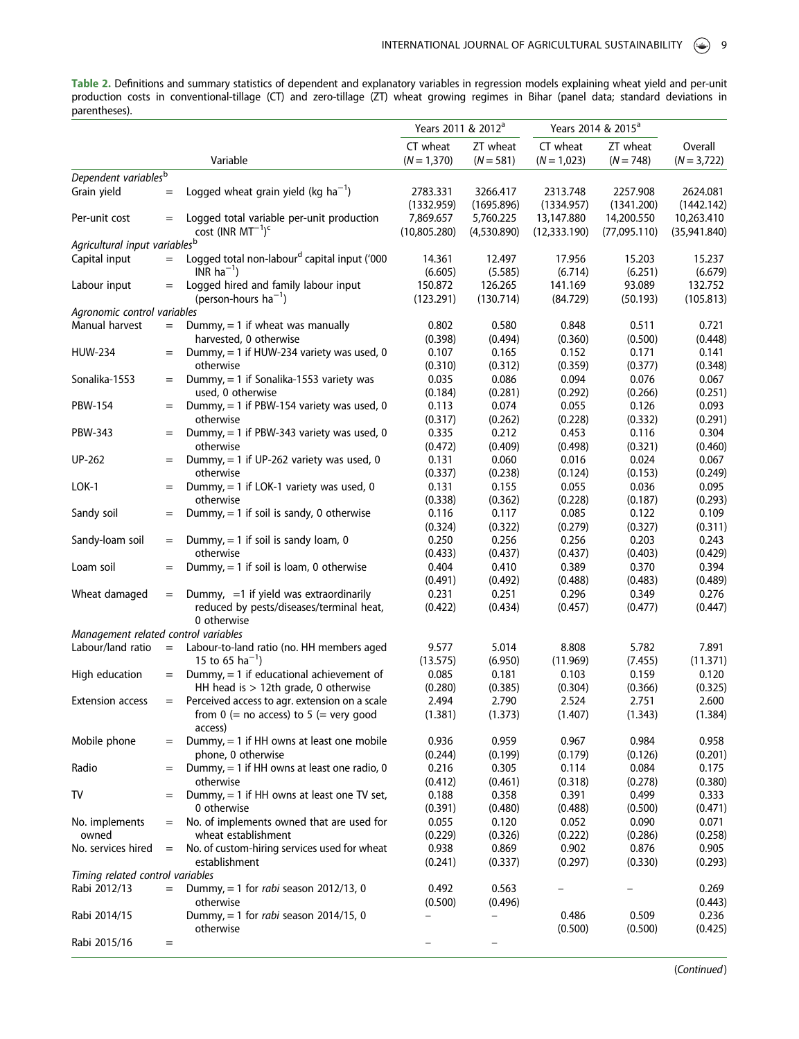**Table 2.** Definitions and summary statistics of dependent and explanatory variables in regression models explaining wheat yield and per-unit production costs in conventional-tillage (CT) and zero-tillage (ZT) wheat growing regimes in Bihar (panel data; standard deviations in parentheses).

| | | Variable | Years 2011 & 2012[a] | | Years 2014 & 2015[a] | | |
|---|---|---|---|---|---|---|---|
| | | | CT wheat ($N = 1{,}370$) | ZT wheat ($N = 581$) | CT wheat ($N = 1{,}023$) | ZT wheat ($N = 748$) | Overall ($N = 3{,}722$) |
| *Dependent variables*[b] | | | | | | | |
| Grain yield | = | Logged wheat grain yield (kg ha$^{-1}$) | 2783.331 (1332.959) | 3266.417 (1695.896) | 2313.748 (1334.957) | 2257.908 (1341.200) | 2624.081 (1442.142) |
| Per-unit cost | = | Logged total variable per-unit production cost (INR MT$^{-1}$)[c] | 7,869.657 (10,805.280) | 5,760.225 (4,530.890) | 13,147.880 (12,333.190) | 14,200.550 (77,095.110) | 10,263.410 (35,941.840) |
| *Agricultural input variables*[b] | | | | | | | |
| Capital input | = | Logged total non-labour[d] capital input ('000 INR ha$^{-1}$) | 14.361 (6.605) | 12.497 (5.585) | 17.956 (6.714) | 15.203 (6.251) | 15.237 (6.679) |
| Labour input | = | Logged hired and family labour input (person-hours ha$^{-1}$) | 150.872 (123.291) | 126.265 (130.714) | 141.169 (84.729) | 93.089 (50.193) | 132.752 (105.813) |
| *Agronomic control variables* | | | | | | | |
| Manual harvest | = | Dummy, = 1 if wheat was manually harvested, 0 otherwise | 0.802 (0.398) | 0.580 (0.494) | 0.848 (0.360) | 0.511 (0.500) | 0.721 (0.448) |
| HUW-234 | = | Dummy, = 1 if HUW-234 variety was used, 0 otherwise | 0.107 (0.310) | 0.165 (0.312) | 0.152 (0.359) | 0.171 (0.377) | 0.141 (0.348) |
| Sonalika-1553 | = | Dummy, = 1 if Sonalika-1553 variety was used, 0 otherwise | 0.035 (0.184) | 0.086 (0.281) | 0.094 (0.292) | 0.076 (0.266) | 0.067 (0.251) |
| PBW-154 | = | Dummy, = 1 if PBW-154 variety was used, 0 otherwise | 0.113 (0.317) | 0.074 (0.262) | 0.055 (0.228) | 0.126 (0.332) | 0.093 (0.291) |
| PBW-343 | = | Dummy, = 1 if PBW-343 variety was used, 0 otherwise | 0.335 (0.472) | 0.212 (0.409) | 0.453 (0.498) | 0.116 (0.321) | 0.304 (0.460) |
| UP-262 | = | Dummy, = 1 if UP-262 variety was used, 0 otherwise | 0.131 (0.337) | 0.060 (0.238) | 0.016 (0.124) | 0.024 (0.153) | 0.067 (0.249) |
| LOK-1 | = | Dummy, = 1 if LOK-1 variety was used, 0 otherwise | 0.131 (0.338) | 0.155 (0.362) | 0.055 (0.228) | 0.036 (0.187) | 0.095 (0.293) |
| Sandy soil | = | Dummy, = 1 if soil is sandy, 0 otherwise | 0.116 (0.324) | 0.117 (0.322) | 0.085 (0.279) | 0.122 (0.327) | 0.109 (0.311) |
| Sandy-loam soil | = | Dummy, = 1 if soil is sandy loam, 0 otherwise | 0.250 (0.433) | 0.256 (0.437) | 0.256 (0.437) | 0.203 (0.403) | 0.243 (0.429) |
| Loam soil | = | Dummy, = 1 if soil is loam, 0 otherwise | 0.404 (0.491) | 0.410 (0.492) | 0.389 (0.488) | 0.370 (0.483) | 0.394 (0.489) |
| Wheat damaged | = | Dummy, =1 if yield was extraordinarily reduced by pests/diseases/terminal heat, 0 otherwise | 0.231 (0.422) | 0.251 (0.434) | 0.296 (0.457) | 0.349 (0.477) | 0.276 (0.447) |
| *Management related control variables* | | | | | | | |
| Labour/land ratio | = | Labour-to-land ratio (no. HH members aged 15 to 65 ha$^{-1}$) | 9.577 (13.575) | 5.014 (6.950) | 8.808 (11.969) | 5.782 (7.455) | 7.891 (11.371) |
| High education | = | Dummy, = 1 if educational achievement of HH head is > 12th grade, 0 otherwise | 0.085 (0.280) | 0.181 (0.385) | 0.103 (0.304) | 0.159 (0.366) | 0.120 (0.325) |
| Extension access | = | Perceived access to agr. extension on a scale from 0 (= no access) to 5 (= very good access) | 2.494 (1.381) | 2.790 (1.373) | 2.524 (1.407) | 2.751 (1.343) | 2.600 (1.384) |
| Mobile phone | = | Dummy, = 1 if HH owns at least one mobile phone, 0 otherwise | 0.936 (0.244) | 0.959 (0.199) | 0.967 (0.179) | 0.984 (0.126) | 0.958 (0.201) |
| Radio | = | Dummy, = 1 if HH owns at least one radio, 0 otherwise | 0.216 (0.412) | 0.305 (0.461) | 0.114 (0.318) | 0.084 (0.278) | 0.175 (0.380) |
| TV | = | Dummy, = 1 if HH owns at least one TV set, 0 otherwise | 0.188 (0.391) | 0.358 (0.480) | 0.391 (0.488) | 0.499 (0.500) | 0.333 (0.471) |
| No. implements owned | = | No. of implements owned that are used for wheat establishment | 0.055 (0.229) | 0.120 (0.326) | 0.052 (0.222) | 0.090 (0.286) | 0.071 (0.258) |
| No. services hired | = | No. of custom-hiring services used for wheat establishment | 0.938 (0.241) | 0.869 (0.337) | 0.902 (0.297) | 0.876 (0.330) | 0.905 (0.293) |
| *Timing related control variables* | | | | | | | |
| Rabi 2012/13 | = | Dummy, = 1 for *rabi* season 2012/13, 0 otherwise | 0.492 (0.500) | 0.563 (0.496) | – | – | 0.269 (0.443) |
| Rabi 2014/15 | | Dummy, = 1 for *rabi* season 2014/15, 0 otherwise | – | – | 0.486 (0.500) | 0.509 (0.500) | 0.236 (0.425) |
| Rabi 2015/16 | = | | – | – | | | |

(*Continued*)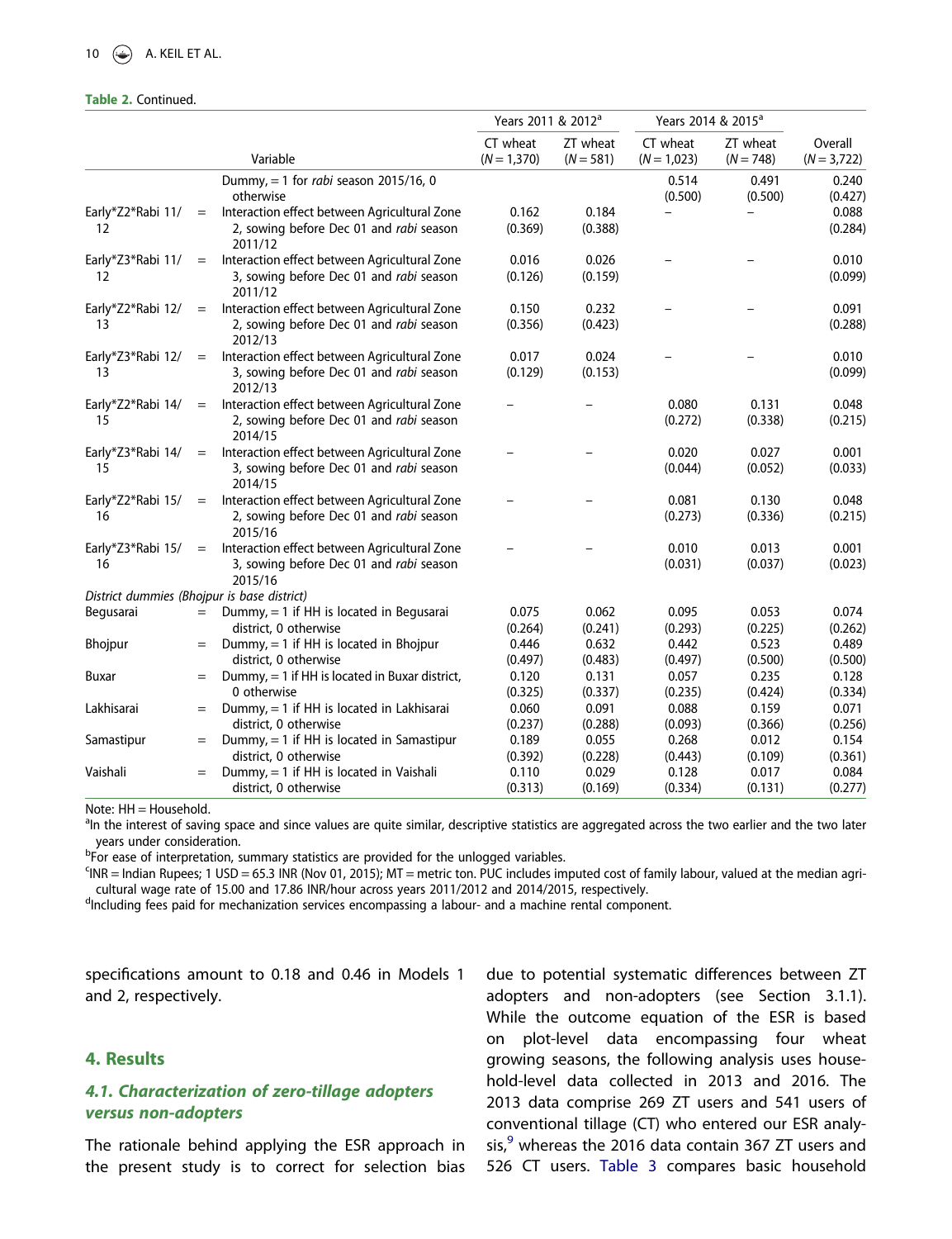**Table 2.** Continued.

| Variable | | | Years 2011 & 2012[a] | | Years 2014 & 2015[a] | | |
|---|---|---|---|---|---|---|---|
| | | | CT wheat ($N = 1{,}370$) | ZT wheat ($N = 581$) | CT wheat ($N = 1{,}023$) | ZT wheat ($N = 748$) | Overall ($N = 3{,}722$) |
| | | Dummy, = 1 for *rabi* season 2015/16, 0 otherwise | | | 0.514 (0.500) | 0.491 (0.500) | 0.240 (0.427) |
| Early*Z2*Rabi 11/12 | = | Interaction effect between Agricultural Zone 2, sowing before Dec 01 and *rabi* season 2011/12 | 0.162 (0.369) | 0.184 (0.388) | – | – | 0.088 (0.284) |
| Early*Z3*Rabi 11/12 | = | Interaction effect between Agricultural Zone 3, sowing before Dec 01 and *rabi* season 2011/12 | 0.016 (0.126) | 0.026 (0.159) | – | – | 0.010 (0.099) |
| Early*Z2*Rabi 12/13 | = | Interaction effect between Agricultural Zone 2, sowing before Dec 01 and *rabi* season 2012/13 | 0.150 (0.356) | 0.232 (0.423) | – | – | 0.091 (0.288) |
| Early*Z3*Rabi 12/13 | = | Interaction effect between Agricultural Zone 3, sowing before Dec 01 and *rabi* season 2012/13 | 0.017 (0.129) | 0.024 (0.153) | – | – | 0.010 (0.099) |
| Early*Z2*Rabi 14/15 | = | Interaction effect between Agricultural Zone 2, sowing before Dec 01 and *rabi* season 2014/15 | – | – | 0.080 (0.272) | 0.131 (0.338) | 0.048 (0.215) |
| Early*Z3*Rabi 14/15 | = | Interaction effect between Agricultural Zone 3, sowing before Dec 01 and *rabi* season 2014/15 | – | – | 0.020 (0.044) | 0.027 (0.052) | 0.001 (0.033) |
| Early*Z2*Rabi 15/16 | = | Interaction effect between Agricultural Zone 2, sowing before Dec 01 and *rabi* season 2015/16 | – | – | 0.081 (0.273) | 0.130 (0.336) | 0.048 (0.215) |
| Early*Z3*Rabi 15/16 | = | Interaction effect between Agricultural Zone 3, sowing before Dec 01 and *rabi* season 2015/16 | – | – | 0.010 (0.031) | 0.013 (0.037) | 0.001 (0.023) |
| *District dummies (Bhojpur is base district)* | | | | | | | |
| Begusarai | = | Dummy, = 1 if HH is located in Begusarai district, 0 otherwise | 0.075 (0.264) | 0.062 (0.241) | 0.095 (0.293) | 0.053 (0.225) | 0.074 (0.262) |
| Bhojpur | = | Dummy, = 1 if HH is located in Bhojpur district, 0 otherwise | 0.446 (0.497) | 0.632 (0.483) | 0.442 (0.497) | 0.523 (0.500) | 0.489 (0.500) |
| Buxar | = | Dummy, = 1 if HH is located in Buxar district, 0 otherwise | 0.120 (0.325) | 0.131 (0.337) | 0.057 (0.235) | 0.235 (0.424) | 0.128 (0.334) |
| Lakhisarai | = | Dummy, = 1 if HH is located in Lakhisarai district, 0 otherwise | 0.060 (0.237) | 0.091 (0.288) | 0.088 (0.093) | 0.159 (0.366) | 0.071 (0.256) |
| Samastipur | = | Dummy, = 1 if HH is located in Samastipur district, 0 otherwise | 0.189 (0.392) | 0.055 (0.228) | 0.268 (0.443) | 0.012 (0.109) | 0.154 (0.361) |
| Vaishali | = | Dummy, = 1 if HH is located in Vaishali district, 0 otherwise | 0.110 (0.313) | 0.029 (0.169) | 0.128 (0.334) | 0.017 (0.131) | 0.084 (0.277) |

Note: HH = Household.

[a]In the interest of saving space and since values are quite similar, descriptive statistics are aggregated across the two earlier and the two later years under consideration.

[b]For ease of interpretation, summary statistics are provided for the unlogged variables.

[c]INR = Indian Rupees; 1 USD = 65.3 INR (Nov 01, 2015); MT = metric ton. PUC includes imputed cost of family labour, valued at the median agricultural wage rate of 15.00 and 17.86 INR/hour across years 2011/2012 and 2014/2015, respectively.

[d]Including fees paid for mechanization services encompassing a labour- and a machine rental component.

specifications amount to 0.18 and 0.46 in Models 1 and 2, respectively.

## 4. Results

### *4.1. Characterization of zero-tillage adopters versus non-adopters*

The rationale behind applying the ESR approach in the present study is to correct for selection bias due to potential systematic differences between ZT adopters and non-adopters (see Section 3.1.1). While the outcome equation of the ESR is based on plot-level data encompassing four wheat growing seasons, the following analysis uses household-level data collected in 2013 and 2016. The 2013 data comprise 269 ZT users and 541 users of conventional tillage (CT) who entered our ESR analysis,[9] whereas the 2016 data contain 367 ZT users and 526 CT users. Table 3 compares basic household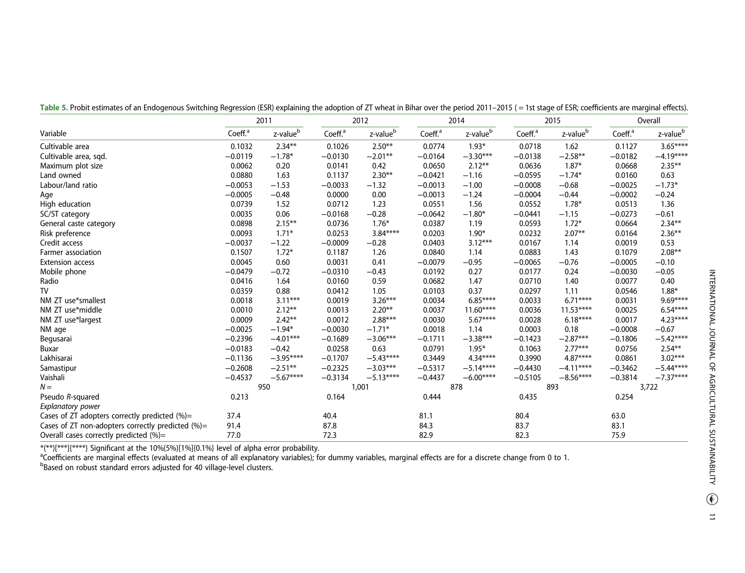**Table 5.** Probit estimates of an Endogenous Switching Regression (ESR) explaining the adoption of ZT wheat in Bihar over the period 2011–2015 ( = 1st stage of ESR; coefficients are marginal effects).

| Variable | 2011 | | 2012 | | 2014 | | 2015 | | Overall | |
|---|---|---|---|---|---|---|---|---|---|---|
| | Coeff.[a] | z-value[b] | Coeff.[a] | z-value[b] | Coeff.[a] | z-value[b] | Coeff.[a] | z-value[b] | Coeff.[a] | z-value[b] |
| Cultivable area | 0.1032 | 2.34** | 0.1026 | 2.50** | 0.0774 | 1.93* | 0.0718 | 1.62 | 0.1127 | 3.65**** |
| Cultivable area, sqd. | −0.0119 | −1.78* | −0.0130 | −2.01** | −0.0164 | −3.30*** | −0.0138 | −2.58** | −0.0182 | −4.19**** |
| Maximum plot size | 0.0062 | 0.20 | 0.0141 | 0.42 | 0.0650 | 2.12** | 0.0636 | 1.87* | 0.0668 | 2.35** |
| Land owned | 0.0880 | 1.63 | 0.1137 | 2.30** | −0.0421 | −1.16 | −0.0595 | −1.74* | 0.0160 | 0.63 |
| Labour/land ratio | −0.0053 | −1.53 | −0.0033 | −1.32 | −0.0013 | −1.00 | −0.0008 | −0.68 | −0.0025 | −1.73* |
| Age | −0.0005 | −0.48 | 0.0000 | 0.00 | −0.0013 | −1.24 | −0.0004 | −0.44 | −0.0002 | −0.24 |
| High education | 0.0739 | 1.52 | 0.0712 | 1.23 | 0.0551 | 1.56 | 0.0552 | 1.78* | 0.0513 | 1.36 |
| SC/ST category | 0.0035 | 0.06 | −0.0168 | −0.28 | −0.0642 | −1.80* | −0.0441 | −1.15 | −0.0273 | −0.61 |
| General caste category | 0.0898 | 2.15** | 0.0736 | 1.76* | 0.0387 | 1.19 | 0.0593 | 1.72* | 0.0664 | 2.34** |
| Risk preference | 0.0093 | 1.71* | 0.0253 | 3.84**** | 0.0203 | 1.90* | 0.0232 | 2.07** | 0.0164 | 2.36** |
| Credit access | −0.0037 | −1.22 | −0.0009 | −0.28 | 0.0403 | 3.12*** | 0.0167 | 1.14 | 0.0019 | 0.53 |
| Farmer association | 0.1507 | 1.72* | 0.1187 | 1.26 | 0.0840 | 1.14 | 0.0883 | 1.43 | 0.1079 | 2.08** |
| Extension access | 0.0045 | 0.60 | 0.0031 | 0.41 | −0.0079 | −0.95 | −0.0065 | −0.76 | −0.0005 | −0.10 |
| Mobile phone | −0.0479 | −0.72 | −0.0310 | −0.43 | 0.0192 | 0.27 | 0.0177 | 0.24 | −0.0030 | −0.05 |
| Radio | 0.0416 | 1.64 | 0.0160 | 0.59 | 0.0682 | 1.47 | 0.0710 | 1.40 | 0.0077 | 0.40 |
| TV | 0.0359 | 0.88 | 0.0412 | 1.05 | 0.0103 | 0.37 | 0.0297 | 1.11 | 0.0546 | 1.88* |
| NM ZT use*smallest | 0.0018 | 3.11*** | 0.0019 | 3.26*** | 0.0034 | 6.85**** | 0.0033 | 6.71**** | 0.0031 | 9.69**** |
| NM ZT use*middle | 0.0010 | 2.12** | 0.0013 | 2.20** | 0.0037 | 11.60**** | 0.0036 | 11.53**** | 0.0025 | 6.54**** |
| NM ZT use*largest | 0.0009 | 2.42** | 0.0012 | 2.88*** | 0.0030 | 5.67**** | 0.0028 | 6.18**** | 0.0017 | 4.23**** |
| NM age | −0.0025 | −1.94* | −0.0030 | −1.71* | 0.0018 | 1.14 | 0.0003 | 0.18 | −0.0008 | −0.67 |
| Begusarai | −0.2396 | −4.01*** | −0.1689 | −3.06*** | −0.1711 | −3.38*** | −0.1423 | −2.87*** | −0.1806 | −5.42**** |
| Buxar | −0.0183 | −0.42 | 0.0258 | 0.63 | 0.0791 | 1.95* | 0.1063 | 2.77*** | 0.0756 | 2.54** |
| Lakhisarai | −0.1136 | −3.95**** | −0.1707 | −5.43**** | 0.3449 | 4.34**** | 0.3990 | 4.87**** | 0.0861 | 3.02*** |
| Samastipur | −0.2608 | −2.51** | −0.2325 | −3.03*** | −0.5317 | −5.14**** | −0.4430 | −4.11**** | −0.3462 | −5.44**** |
| Vaishali | −0.4537 | −5.67**** | −0.3134 | −5.13**** | −0.4437 | −6.00**** | −0.5105 | −8.56**** | −0.3814 | −7.37**** |
| $N$ = | 950 | | 1,001 | | 878 | | 893 | | 3,722 | |
| Pseudo $R$-squared | 0.213 | | 0.164 | | 0.444 | | 0.435 | | 0.254 | |
| *Explanatory power* | | | | | | | | | | |
| Cases of ZT adopters correctly predicted (%)= | 37.4 | | 40.4 | | 81.1 | | 80.4 | | 63.0 | |
| Cases of ZT non-adopters correctly predicted (%)= | 91.4 | | 87.8 | | 84.3 | | 83.7 | | 83.1 | |
| Overall cases correctly predicted (%)= | 77.0 | | 72.3 | | 82.9 | | 82.3 | | 75.9 | |

*(**)[***]{****} Significant at the 10%(5%)[1%]{0.1%} level of alpha error probability.

[a]Coefficients are marginal effects (evaluated at means of all explanatory variables); for dummy variables, marginal effects are for a discrete change from 0 to 1.

[b]Based on robust standard errors adjusted for 40 village-level clusters.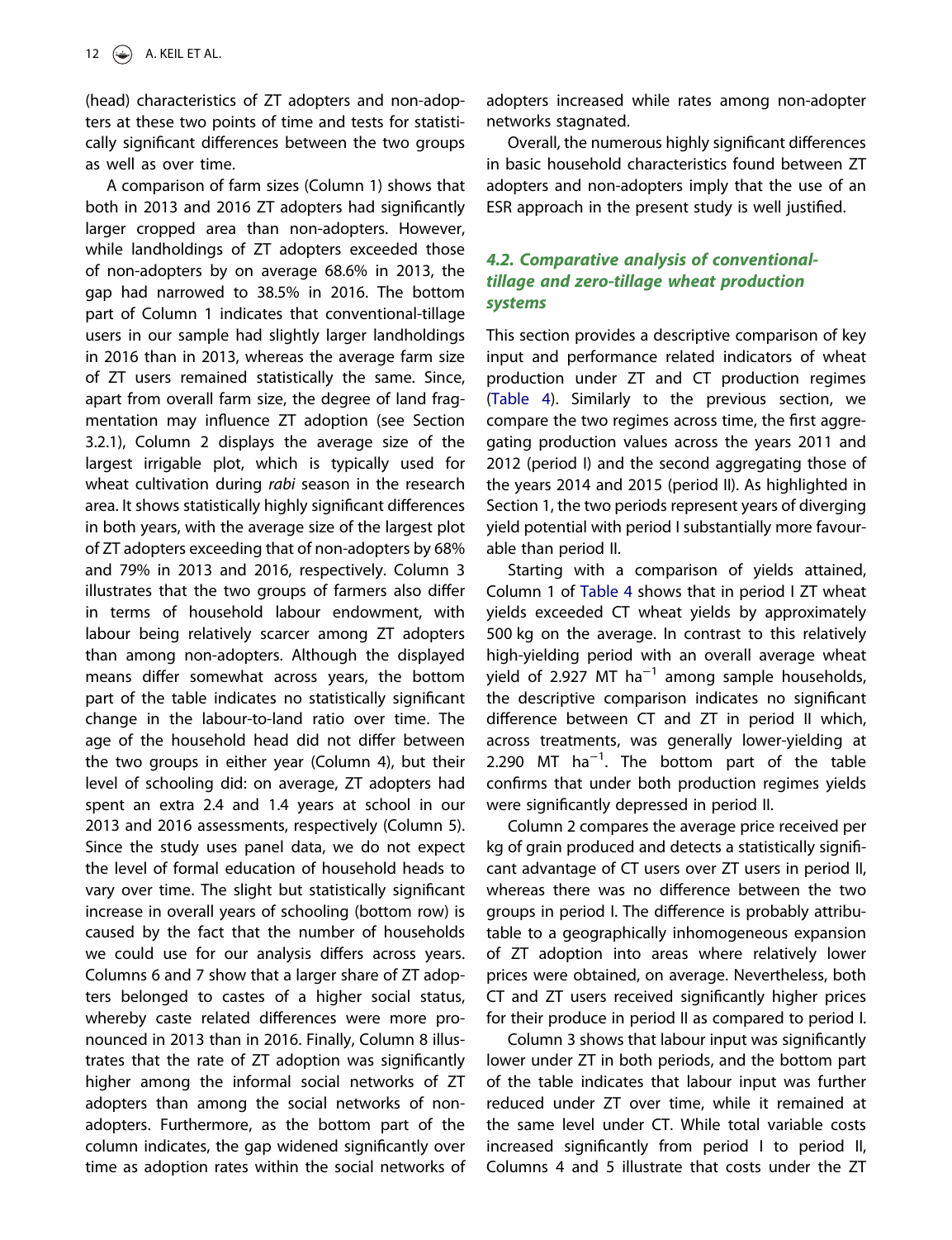(head) characteristics of ZT adopters and non-adopters at these two points of time and tests for statistically significant differences between the two groups as well as over time.

A comparison of farm sizes (Column 1) shows that both in 2013 and 2016 ZT adopters had significantly larger cropped area than non-adopters. However, while landholdings of ZT adopters exceeded those of non-adopters by on average 68.6% in 2013, the gap had narrowed to 38.5% in 2016. The bottom part of Column 1 indicates that conventional-tillage users in our sample had slightly larger landholdings in 2016 than in 2013, whereas the average farm size of ZT users remained statistically the same. Since, apart from overall farm size, the degree of land fragmentation may influence ZT adoption (see Section 3.2.1), Column 2 displays the average size of the largest irrigable plot, which is typically used for wheat cultivation during *rabi* season in the research area. It shows statistically highly significant differences in both years, with the average size of the largest plot of ZT adopters exceeding that of non-adopters by 68% and 79% in 2013 and 2016, respectively. Column 3 illustrates that the two groups of farmers also differ in terms of household labour endowment, with labour being relatively scarcer among ZT adopters than among non-adopters. Although the displayed means differ somewhat across years, the bottom part of the table indicates no statistically significant change in the labour-to-land ratio over time. The age of the household head did not differ between the two groups in either year (Column 4), but their level of schooling did: on average, ZT adopters had spent an extra 2.4 and 1.4 years at school in our 2013 and 2016 assessments, respectively (Column 5). Since the study uses panel data, we do not expect the level of formal education of household heads to vary over time. The slight but statistically significant increase in overall years of schooling (bottom row) is caused by the fact that the number of households we could use for our analysis differs across years. Columns 6 and 7 show that a larger share of ZT adopters belonged to castes of a higher social status, whereby caste related differences were more pronounced in 2013 than in 2016. Finally, Column 8 illustrates that the rate of ZT adoption was significantly higher among the informal social networks of ZT adopters than among the social networks of non-adopters. Furthermore, as the bottom part of the column indicates, the gap widened significantly over time as adoption rates within the social networks of adopters increased while rates among non-adopter networks stagnated.

Overall, the numerous highly significant differences in basic household characteristics found between ZT adopters and non-adopters imply that the use of an ESR approach in the present study is well justified.

### 4.2. Comparative analysis of conventional-tillage and zero-tillage wheat production systems

This section provides a descriptive comparison of key input and performance related indicators of wheat production under ZT and CT production regimes (Table 4). Similarly to the previous section, we compare the two regimes across time, the first aggregating production values across the years 2011 and 2012 (period I) and the second aggregating those of the years 2014 and 2015 (period II). As highlighted in Section 1, the two periods represent years of diverging yield potential with period I substantially more favourable than period II.

Starting with a comparison of yields attained, Column 1 of Table 4 shows that in period I ZT wheat yields exceeded CT wheat yields by approximately 500 kg on the average. In contrast to this relatively high-yielding period with an overall average wheat yield of 2.927 MT ha$^{-1}$ among sample households, the descriptive comparison indicates no significant difference between CT and ZT in period II which, across treatments, was generally lower-yielding at 2.290 MT ha$^{-1}$. The bottom part of the table confirms that under both production regimes yields were significantly depressed in period II.

Column 2 compares the average price received per kg of grain produced and detects a statistically significant advantage of CT users over ZT users in period II, whereas there was no difference between the two groups in period I. The difference is probably attributable to a geographically inhomogeneous expansion of ZT adoption into areas where relatively lower prices were obtained, on average. Nevertheless, both CT and ZT users received significantly higher prices for their produce in period II as compared to period I.

Column 3 shows that labour input was significantly lower under ZT in both periods, and the bottom part of the table indicates that labour input was further reduced under ZT over time, while it remained at the same level under CT. While total variable costs increased significantly from period I to period II, Columns 4 and 5 illustrate that costs under the ZT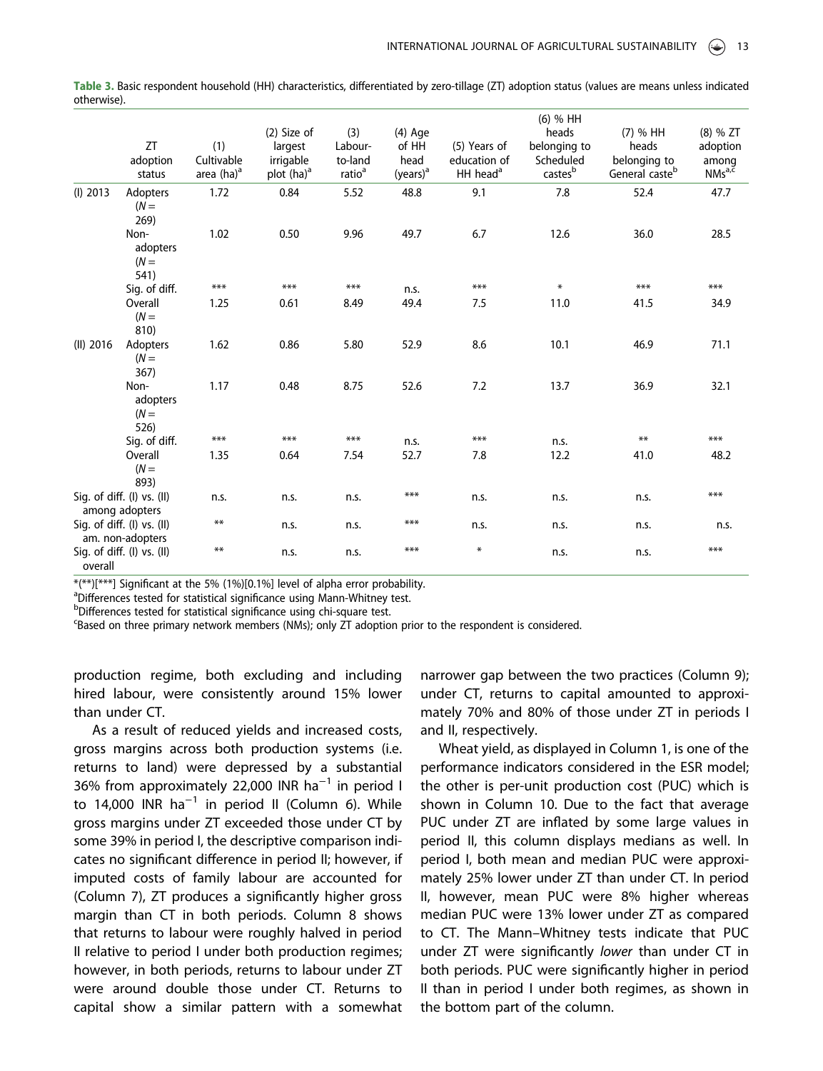**Table 3.** Basic respondent household (HH) characteristics, differentiated by zero-tillage (ZT) adoption status (values are means unless indicated otherwise).

| | ZT adoption status | (1) Cultivable area (ha)[a] | (2) Size of largest irrigable plot (ha)[a] | (3) Labour-to-land ratio[a] | (4) Age of HH head (years)[a] | (5) Years of education of HH head[a] | (6) % HH heads belonging to Scheduled castes[b] | (7) % HH heads belonging to General caste[b] | (8) % ZT adoption among NMs[a,c] |
|---|---|---|---|---|---|---|---|---|---|
| (I) 2013 | Adopters (N = 269) | 1.72 | 0.84 | 5.52 | 48.8 | 9.1 | 7.8 | 52.4 | 47.7 |
| | Non-adopters (N = 541) | 1.02 | 0.50 | 9.96 | 49.7 | 6.7 | 12.6 | 36.0 | 28.5 |
| | Sig. of diff. | *** | *** | *** | n.s. | *** | * | *** | *** |
| | Overall (N = 810) | 1.25 | 0.61 | 8.49 | 49.4 | 7.5 | 11.0 | 41.5 | 34.9 |
| (II) 2016 | Adopters (N = 367) | 1.62 | 0.86 | 5.80 | 52.9 | 8.6 | 10.1 | 46.9 | 71.1 |
| | Non-adopters (N = 526) | 1.17 | 0.48 | 8.75 | 52.6 | 7.2 | 13.7 | 36.9 | 32.1 |
| | Sig. of diff. | *** | *** | *** | n.s. | *** | n.s. | ** | *** |
| | Overall (N = 893) | 1.35 | 0.64 | 7.54 | 52.7 | 7.8 | 12.2 | 41.0 | 48.2 |
| Sig. of diff. (I) vs. (II) among adopters | | n.s. | n.s. | n.s. | *** | n.s. | n.s. | n.s. | *** |
| Sig. of diff. (I) vs. (II) am. non-adopters | | ** | n.s. | n.s. | *** | n.s. | n.s. | n.s. | n.s. |
| Sig. of diff. (I) vs. (II) overall | | ** | n.s. | n.s. | *** | * | n.s. | n.s. | *** |

*(**)[***] Significant at the 5% (1%)[0.1%] level of alpha error probability.
[a]Differences tested for statistical significance using Mann-Whitney test.
[b]Differences tested for statistical significance using chi-square test.
[c]Based on three primary network members (NMs); only ZT adoption prior to the respondent is considered.

production regime, both excluding and including hired labour, were consistently around 15% lower than under CT.

As a result of reduced yields and increased costs, gross margins across both production systems (i.e. returns to land) were depressed by a substantial 36% from approximately 22,000 INR ha$^{-1}$ in period I to 14,000 INR ha$^{-1}$ in period II (Column 6). While gross margins under ZT exceeded those under CT by some 39% in period I, the descriptive comparison indicates no significant difference in period II; however, if imputed costs of family labour are accounted for (Column 7), ZT produces a significantly higher gross margin than CT in both periods. Column 8 shows that returns to labour were roughly halved in period II relative to period I under both production regimes; however, in both periods, returns to labour under ZT were around double those under CT. Returns to capital show a similar pattern with a somewhat narrower gap between the two practices (Column 9); under CT, returns to capital amounted to approximately 70% and 80% of those under ZT in periods I and II, respectively.

Wheat yield, as displayed in Column 1, is one of the performance indicators considered in the ESR model; the other is per-unit production cost (PUC) which is shown in Column 10. Due to the fact that average PUC under ZT are inflated by some large values in period II, this column displays medians as well. In period I, both mean and median PUC were approximately 25% lower under ZT than under CT. In period II, however, mean PUC were 8% higher whereas median PUC were 13% lower under ZT as compared to CT. The Mann–Whitney tests indicate that PUC under ZT were significantly *lower* than under CT in both periods. PUC were significantly higher in period II than in period I under both regimes, as shown in the bottom part of the column.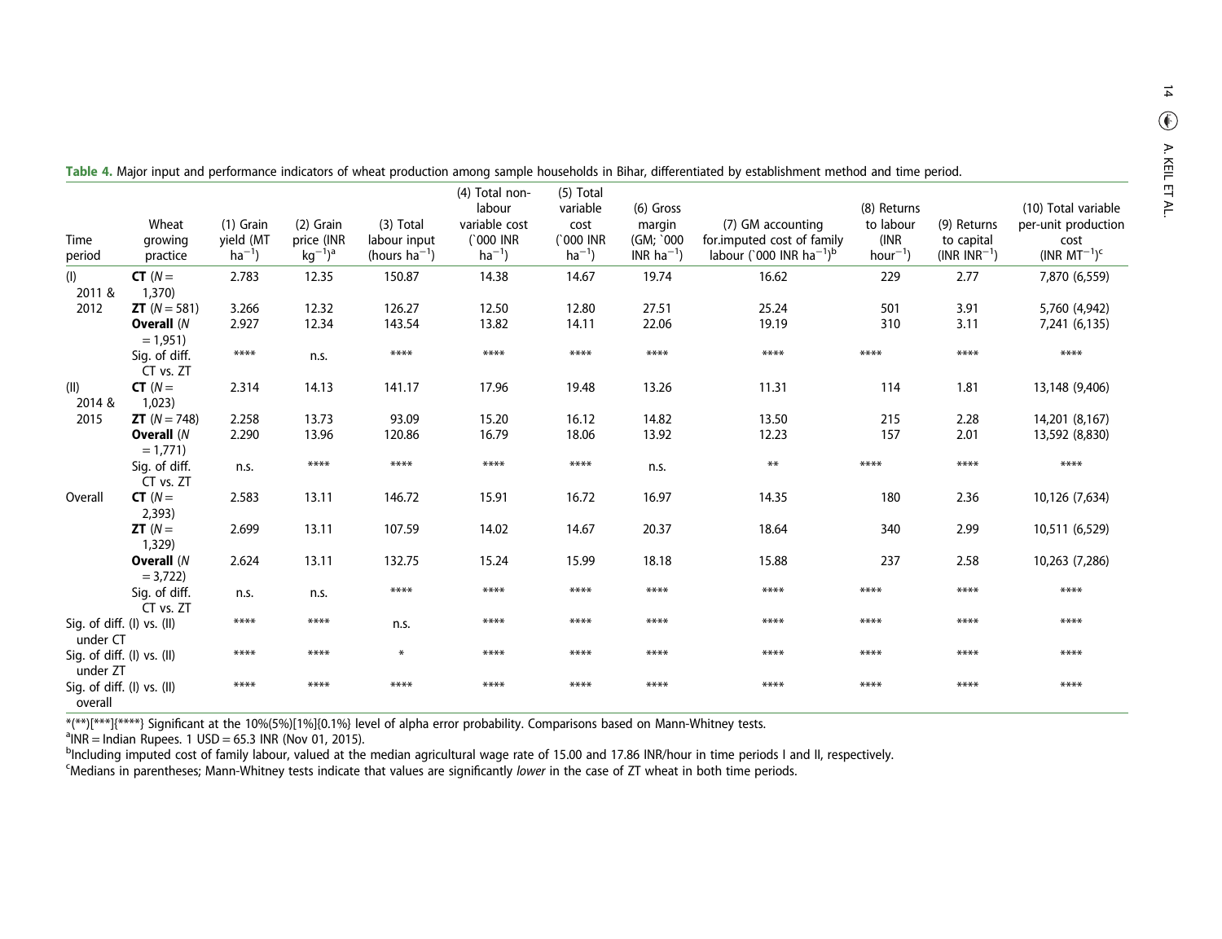**Table 4.** Major input and performance indicators of wheat production among sample households in Bihar, differentiated by establishment method and time period.

| Time period | Wheat growing practice | (1) Grain yield (MT ha$^{-1}$) | (2) Grain price (INR kg$^{-1}$)[a] | (3) Total labour input (hours ha$^{-1}$) | (4) Total non-labour variable cost (`000 INR ha$^{-1}$) | (5) Total variable cost (`000 INR ha$^{-1}$) | (6) Gross margin (GM; `000 INR ha$^{-1}$) | (7) GM accounting for.imputed cost of family labour (`000 INR ha$^{-1}$)[b] | (8) Returns to labour (INR hour$^{-1}$) | (9) Returns to capital (INR INR$^{-1}$) | (10) Total variable per-unit production cost (INR MT$^{-1}$)[c] |
|---|---|---|---|---|---|---|---|---|---|---|---|
| (I) 2011 & 2012 | **CT** (*N* = 1,370) | 2.783 | 12.35 | 150.87 | 14.38 | 14.67 | 19.74 | 16.62 | 229 | 2.77 | 7,870 (6,559) |
| | **ZT** (*N* = 581) | 3.266 | 12.32 | 126.27 | 12.50 | 12.80 | 27.51 | 25.24 | 501 | 3.91 | 5,760 (4,942) |
| | **Overall** (*N* = 1,951) | 2.927 | 12.34 | 143.54 | 13.82 | 14.11 | 22.06 | 19.19 | 310 | 3.11 | 7,241 (6,135) |
| | Sig. of diff. CT vs. ZT | **** | n.s. | **** | **** | **** | **** | **** | **** | **** | **** |
| (II) 2014 & 2015 | **CT** (*N* = 1,023) | 2.314 | 14.13 | 141.17 | 17.96 | 19.48 | 13.26 | 11.31 | 114 | 1.81 | 13,148 (9,406) |
| | **ZT** (*N* = 748) | 2.258 | 13.73 | 93.09 | 15.20 | 16.12 | 14.82 | 13.50 | 215 | 2.28 | 14,201 (8,167) |
| | **Overall** (*N* = 1,771) | 2.290 | 13.96 | 120.86 | 16.79 | 18.06 | 13.92 | 12.23 | 157 | 2.01 | 13,592 (8,830) |
| | Sig. of diff. CT vs. ZT | n.s. | **** | **** | **** | **** | n.s. | ** | **** | **** | **** |
| Overall | **CT** (*N* = 2,393) | 2.583 | 13.11 | 146.72 | 15.91 | 16.72 | 16.97 | 14.35 | 180 | 2.36 | 10,126 (7,634) |
| | **ZT** (*N* = 1,329) | 2.699 | 13.11 | 107.59 | 14.02 | 14.67 | 20.37 | 18.64 | 340 | 2.99 | 10,511 (6,529) |
| | **Overall** (*N* = 3,722) | 2.624 | 13.11 | 132.75 | 15.24 | 15.99 | 18.18 | 15.88 | 237 | 2.58 | 10,263 (7,286) |
| | Sig. of diff. CT vs. ZT | n.s. | n.s. | **** | **** | **** | **** | **** | **** | **** | **** |
| Sig. of diff. (I) vs. (II) under CT | | **** | **** | n.s. | **** | **** | **** | **** | **** | **** | **** |
| Sig. of diff. (I) vs. (II) under ZT | | **** | **** | * | **** | **** | **** | **** | **** | **** | **** |
| Sig. of diff. (I) vs. (II) overall | | **** | **** | **** | **** | **** | **** | **** | **** | **** | **** |

*(**)[***]{****} Significant at the 10%(5%)[1%]{0.1%} level of alpha error probability. Comparisons based on Mann-Whitney tests.

[a]INR = Indian Rupees. 1 USD = 65.3 INR (Nov 01, 2015).

[b]Including imputed cost of family labour, valued at the median agricultural wage rate of 15.00 and 17.86 INR/hour in time periods I and II, respectively.

[c]Medians in parentheses; Mann-Whitney tests indicate that values are significantly *lower* in the case of ZT wheat in both time periods.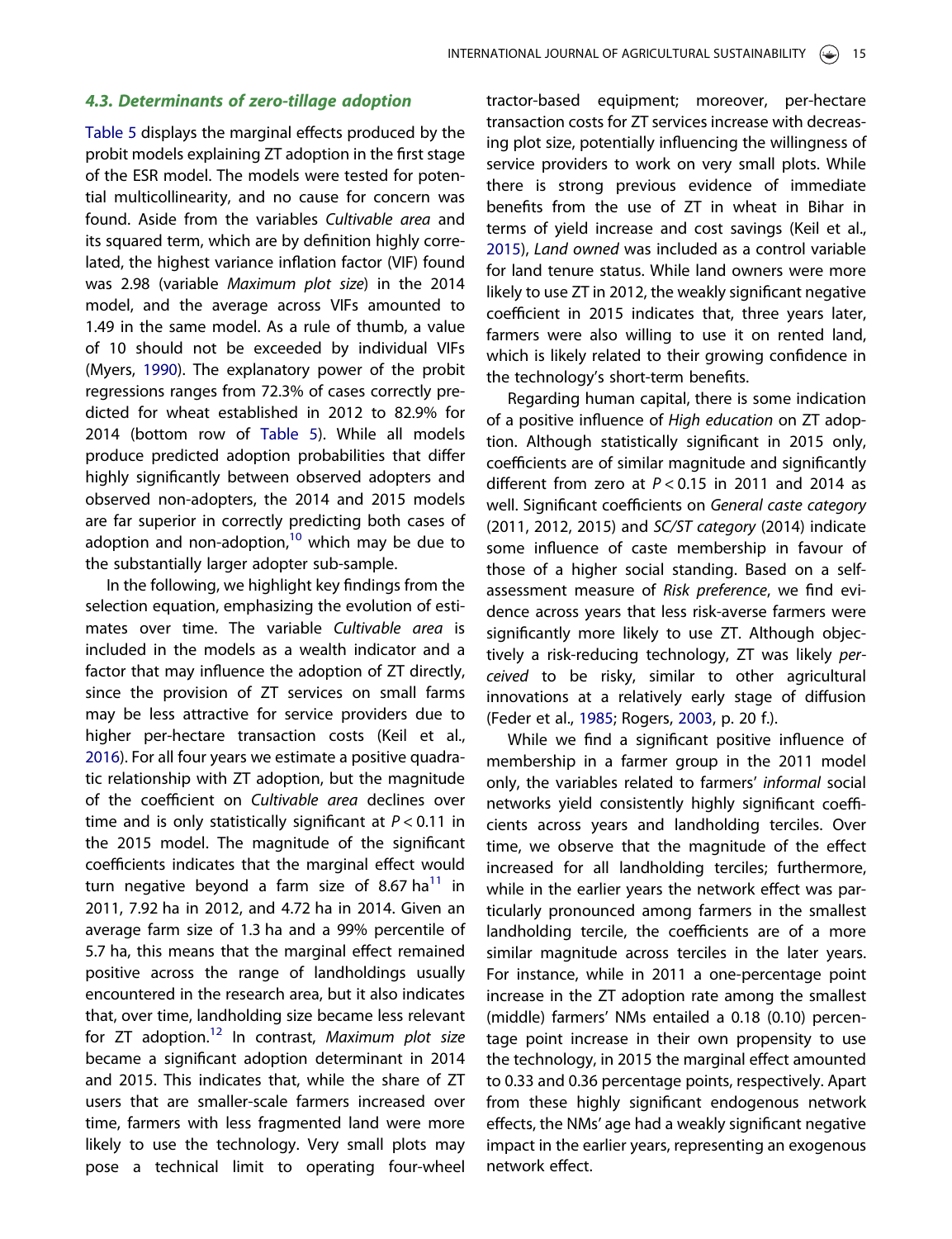### 4.3. Determinants of zero-tillage adoption

Table 5 displays the marginal effects produced by the probit models explaining ZT adoption in the first stage of the ESR model. The models were tested for potential multicollinearity, and no cause for concern was found. Aside from the variables *Cultivable area* and its squared term, which are by definition highly correlated, the highest variance inflation factor (VIF) found was 2.98 (variable *Maximum plot size*) in the 2014 model, and the average across VIFs amounted to 1.49 in the same model. As a rule of thumb, a value of 10 should not be exceeded by individual VIFs (Myers, 1990). The explanatory power of the probit regressions ranges from 72.3% of cases correctly predicted for wheat established in 2012 to 82.9% for 2014 (bottom row of Table 5). While all models produce predicted adoption probabilities that differ highly significantly between observed adopters and observed non-adopters, the 2014 and 2015 models are far superior in correctly predicting both cases of adoption and non-adoption,[10] which may be due to the substantially larger adopter sub-sample.

In the following, we highlight key findings from the selection equation, emphasizing the evolution of estimates over time. The variable *Cultivable area* is included in the models as a wealth indicator and a factor that may influence the adoption of ZT directly, since the provision of ZT services on small farms may be less attractive for service providers due to higher per-hectare transaction costs (Keil et al., 2016). For all four years we estimate a positive quadratic relationship with ZT adoption, but the magnitude of the coefficient on *Cultivable area* declines over time and is only statistically significant at $P < 0.11$ in the 2015 model. The magnitude of the significant coefficients indicates that the marginal effect would turn negative beyond a farm size of 8.67 ha[11] in 2011, 7.92 ha in 2012, and 4.72 ha in 2014. Given an average farm size of 1.3 ha and a 99% percentile of 5.7 ha, this means that the marginal effect remained positive across the range of landholdings usually encountered in the research area, but it also indicates that, over time, landholding size became less relevant for ZT adoption.[12] In contrast, *Maximum plot size* became a significant adoption determinant in 2014 and 2015. This indicates that, while the share of ZT users that are smaller-scale farmers increased over time, farmers with less fragmented land were more likely to use the technology. Very small plots may pose a technical limit to operating four-wheel tractor-based equipment; moreover, per-hectare transaction costs for ZT services increase with decreasing plot size, potentially influencing the willingness of service providers to work on very small plots. While there is strong previous evidence of immediate benefits from the use of ZT in wheat in Bihar in terms of yield increase and cost savings (Keil et al., 2015), *Land owned* was included as a control variable for land tenure status. While land owners were more likely to use ZT in 2012, the weakly significant negative coefficient in 2015 indicates that, three years later, farmers were also willing to use it on rented land, which is likely related to their growing confidence in the technology's short-term benefits.

Regarding human capital, there is some indication of a positive influence of *High education* on ZT adoption. Although statistically significant in 2015 only, coefficients are of similar magnitude and significantly different from zero at $P < 0.15$ in 2011 and 2014 as well. Significant coefficients on *General caste category* (2011, 2012, 2015) and *SC/ST category* (2014) indicate some influence of caste membership in favour of those of a higher social standing. Based on a self-assessment measure of *Risk preference*, we find evidence across years that less risk-averse farmers were significantly more likely to use ZT. Although objectively a risk-reducing technology, ZT was likely *perceived* to be risky, similar to other agricultural innovations at a relatively early stage of diffusion (Feder et al., 1985; Rogers, 2003, p. 20 f.).

While we find a significant positive influence of membership in a farmer group in the 2011 model only, the variables related to farmers' *informal* social networks yield consistently highly significant coefficients across years and landholding terciles. Over time, we observe that the magnitude of the effect increased for all landholding terciles; furthermore, while in the earlier years the network effect was particularly pronounced among farmers in the smallest landholding tercile, the coefficients are of a more similar magnitude across terciles in the later years. For instance, while in 2011 a one-percentage point increase in the ZT adoption rate among the smallest (middle) farmers' NMs entailed a 0.18 (0.10) percentage point increase in their own propensity to use the technology, in 2015 the marginal effect amounted to 0.33 and 0.36 percentage points, respectively. Apart from these highly significant endogenous network effects, the NMs' age had a weakly significant negative impact in the earlier years, representing an exogenous network effect.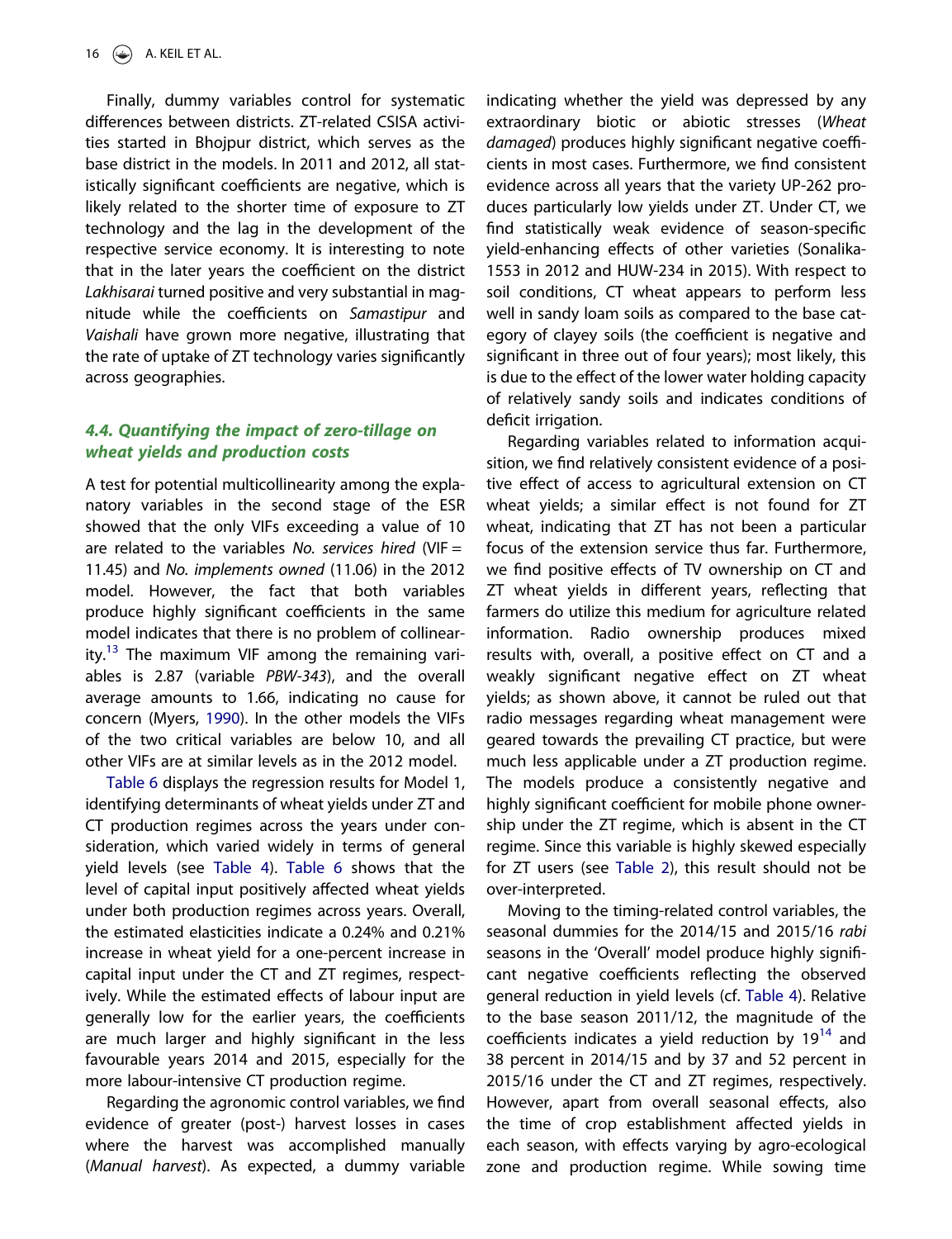Finally, dummy variables control for systematic differences between districts. ZT-related CSISA activities started in Bhojpur district, which serves as the base district in the models. In 2011 and 2012, all statistically significant coefficients are negative, which is likely related to the shorter time of exposure to ZT technology and the lag in the development of the respective service economy. It is interesting to note that in the later years the coefficient on the district *Lakhisarai* turned positive and very substantial in magnitude while the coefficients on *Samastipur* and *Vaishali* have grown more negative, illustrating that the rate of uptake of ZT technology varies significantly across geographies.

### 4.4. Quantifying the impact of zero-tillage on wheat yields and production costs

A test for potential multicollinearity among the explanatory variables in the second stage of the ESR showed that the only VIFs exceeding a value of 10 are related to the variables *No. services hired* (VIF = 11.45) and *No. implements owned* (11.06) in the 2012 model. However, the fact that both variables produce highly significant coefficients in the same model indicates that there is no problem of collinearity.[13] The maximum VIF among the remaining variables is 2.87 (variable *PBW-343*), and the overall average amounts to 1.66, indicating no cause for concern (Myers, 1990). In the other models the VIFs of the two critical variables are below 10, and all other VIFs are at similar levels as in the 2012 model.

Table 6 displays the regression results for Model 1, identifying determinants of wheat yields under ZT and CT production regimes across the years under consideration, which varied widely in terms of general yield levels (see Table 4). Table 6 shows that the level of capital input positively affected wheat yields under both production regimes across years. Overall, the estimated elasticities indicate a 0.24% and 0.21% increase in wheat yield for a one-percent increase in capital input under the CT and ZT regimes, respectively. While the estimated effects of labour input are generally low for the earlier years, the coefficients are much larger and highly significant in the less favourable years 2014 and 2015, especially for the more labour-intensive CT production regime.

Regarding the agronomic control variables, we find evidence of greater (post-) harvest losses in cases where the harvest was accomplished manually (*Manual harvest*). As expected, a dummy variable indicating whether the yield was depressed by any extraordinary biotic or abiotic stresses (*Wheat damaged*) produces highly significant negative coefficients in most cases. Furthermore, we find consistent evidence across all years that the variety UP-262 produces particularly low yields under ZT. Under CT, we find statistically weak evidence of season-specific yield-enhancing effects of other varieties (Sonalika-1553 in 2012 and HUW-234 in 2015). With respect to soil conditions, CT wheat appears to perform less well in sandy loam soils as compared to the base category of clayey soils (the coefficient is negative and significant in three out of four years); most likely, this is due to the effect of the lower water holding capacity of relatively sandy soils and indicates conditions of deficit irrigation.

Regarding variables related to information acquisition, we find relatively consistent evidence of a positive effect of access to agricultural extension on CT wheat yields; a similar effect is not found for ZT wheat, indicating that ZT has not been a particular focus of the extension service thus far. Furthermore, we find positive effects of TV ownership on CT and ZT wheat yields in different years, reflecting that farmers do utilize this medium for agriculture related information. Radio ownership produces mixed results with, overall, a positive effect on CT and a weakly significant negative effect on ZT wheat yields; as shown above, it cannot be ruled out that radio messages regarding wheat management were geared towards the prevailing CT practice, but were much less applicable under a ZT production regime. The models produce a consistently negative and highly significant coefficient for mobile phone ownership under the ZT regime, which is absent in the CT regime. Since this variable is highly skewed especially for ZT users (see Table 2), this result should not be over-interpreted.

Moving to the timing-related control variables, the seasonal dummies for the 2014/15 and 2015/16 *rabi* seasons in the 'Overall' model produce highly significant negative coefficients reflecting the observed general reduction in yield levels (cf. Table 4). Relative to the base season 2011/12, the magnitude of the coefficients indicates a yield reduction by 19[14] and 38 percent in 2014/15 and by 37 and 52 percent in 2015/16 under the CT and ZT regimes, respectively. However, apart from overall seasonal effects, also the time of crop establishment affected yields in each season, with effects varying by agro-ecological zone and production regime. While sowing time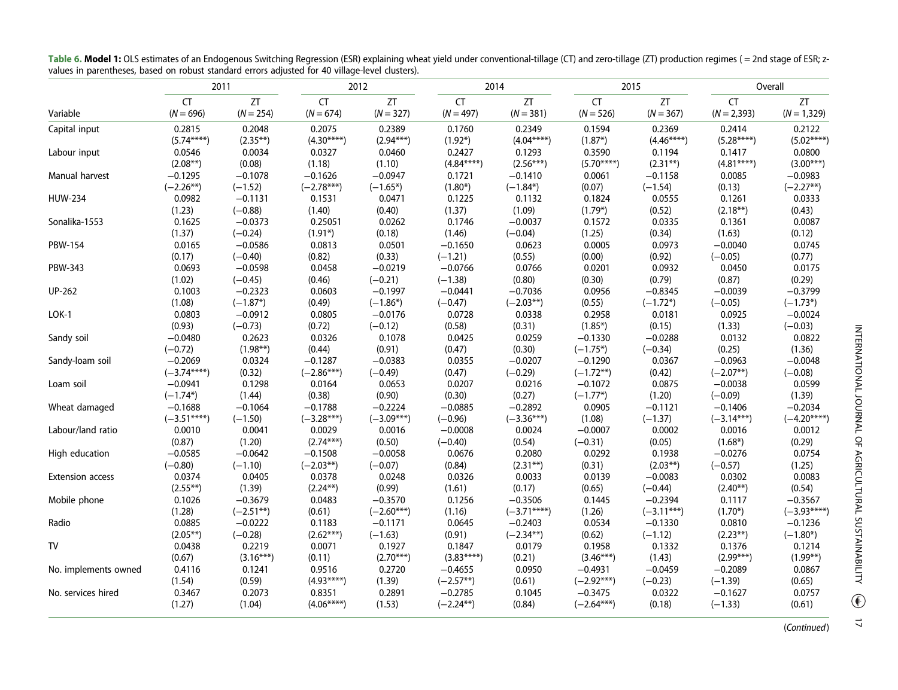**Table 6. Model 1:** OLS estimates of an Endogenous Switching Regression (ESR) explaining wheat yield under conventional-tillage (CT) and zero-tillage (ZT) production regimes ( = 2nd stage of ESR; z-values in parentheses, based on robust standard errors adjusted for 40 village-level clusters).

| | 2011 | | 2012 | | 2014 | | 2015 | | Overall | |
|---|---|---|---|---|---|---|---|---|---|---|
| Variable | CT ($N = 696$) | ZT ($N = 254$) | CT ($N = 674$) | ZT ($N = 327$) | CT ($N = 497$) | ZT ($N = 381$) | CT ($N = 526$) | ZT ($N = 367$) | CT ($N = 2,393$) | ZT ($N = 1,329$) |
| Capital input | 0.2815 | 0.2048 | 0.2075 | 0.2389 | 0.1760 | 0.2349 | 0.1594 | 0.2369 | 0.2414 | 0.2122 |
| | (5.74****) | (2.35**) | (4.30****) | (2.94***) | (1.92*) | (4.04****) | (1.87*) | (4.46****) | (5.28****) | (5.02****) |
| Labour input | 0.0546 | 0.0034 | 0.0327 | 0.0460 | 0.2427 | 0.1293 | 0.3590 | 0.1194 | 0.1417 | 0.0800 |
| | (2.08**) | (0.08) | (1.18) | (1.10) | (4.84****) | (2.56***) | (5.70****) | (2.31**) | (4.81****) | (3.00***) |
| Manual harvest | −0.1295 | −0.1078 | −0.1626 | −0.0947 | 0.1721 | −0.1410 | 0.0061 | −0.1158 | 0.0085 | −0.0983 |
| | (−2.26**) | (−1.52) | (−2.78***) | (−1.65*) | (1.80*) | (−1.84*) | (0.07) | (−1.54) | (0.13) | (−2.27**) |
| HUW-234 | 0.0982 | −0.1131 | 0.1531 | 0.0471 | 0.1225 | 0.1132 | 0.1824 | 0.0555 | 0.1261 | 0.0333 |
| | (1.23) | (−0.88) | (1.40) | (0.40) | (1.37) | (1.09) | (1.79*) | (0.52) | (2.18**) | (0.43) |
| Sonalika-1553 | 0.1625 | −0.0373 | 0.25051 | 0.0262 | 0.1746 | −0.0037 | 0.1572 | 0.0335 | 0.1361 | 0.0087 |
| | (1.37) | (−0.24) | (1.91*) | (0.18) | (1.46) | (−0.04) | (1.25) | (0.34) | (1.63) | (0.12) |
| PBW-154 | 0.0165 | −0.0586 | 0.0813 | 0.0501 | −0.1650 | 0.0623 | 0.0005 | 0.0973 | −0.0040 | 0.0745 |
| | (0.17) | (−0.40) | (0.82) | (0.33) | (−1.21) | (0.55) | (0.00) | (0.92) | (−0.05) | (0.77) |
| PBW-343 | 0.0693 | −0.0598 | 0.0458 | −0.0219 | −0.0766 | 0.0766 | 0.0201 | 0.0932 | 0.0450 | 0.0175 |
| | (1.02) | (−0.45) | (0.46) | (−0.21) | (−1.38) | (0.80) | (0.30) | (0.79) | (0.87) | (0.29) |
| UP-262 | 0.1003 | −0.2323 | 0.0603 | −0.1997 | −0.0441 | −0.7036 | 0.0956 | −0.8345 | −0.0039 | −0.3799 |
| | (1.08) | (−1.87*) | (0.49) | (−1.86*) | (−0.47) | (−2.03**) | (0.55) | (−1.72*) | (−0.05) | (−1.73*) |
| LOK-1 | 0.0803 | −0.0912 | 0.0805 | −0.0176 | 0.0728 | 0.0338 | 0.2958 | 0.0181 | 0.0925 | −0.0024 |
| | (0.93) | (−0.73) | (0.72) | (−0.12) | (0.58) | (0.31) | (1.85*) | (0.15) | (1.33) | (−0.03) |
| Sandy soil | −0.0480 | 0.2623 | 0.0326 | 0.1078 | 0.0425 | 0.0259 | −0.1330 | −0.0288 | 0.0132 | 0.0822 |
| | (−0.72) | (1.98**) | (0.44) | (0.91) | (0.47) | (0.30) | (−1.75*) | (−0.34) | (0.25) | (1.36) |
| Sandy-loam soil | −0.2069 | 0.0324 | −0.1287 | −0.0383 | 0.0355 | −0.0207 | −0.1290 | 0.0367 | −0.0963 | −0.0048 |
| | (−3.74****) | (0.32) | (−2.86***) | (−0.49) | (0.47) | (−0.29) | (−1.72**) | (0.42) | (−2.07**) | (−0.08) |
| Loam soil | −0.0941 | 0.1298 | 0.0164 | 0.0653 | 0.0207 | 0.0216 | −0.1072 | 0.0875 | −0.0038 | 0.0599 |
| | (−1.74*) | (1.44) | (0.38) | (0.90) | (0.30) | (0.27) | (−1.77*) | (1.20) | (−0.09) | (1.39) |
| Wheat damaged | −0.1688 | −0.1064 | −0.1788 | −0.2224 | −0.0885 | −0.2892 | 0.0905 | −0.1121 | −0.1406 | −0.2034 |
| | (−3.51****) | (−1.50) | (−3.28***) | (−3.09***) | (−0.96) | (−3.36***) | (1.08) | (−1.37) | (−3.14***) | (−4.20****) |
| Labour/land ratio | 0.0010 | 0.0041 | 0.0029 | 0.0016 | −0.0008 | 0.0024 | −0.0007 | 0.0002 | 0.0016 | 0.0012 |
| | (0.87) | (1.20) | (2.74***) | (0.50) | (−0.40) | (0.54) | (−0.31) | (0.05) | (1.68*) | (0.29) |
| High education | −0.0585 | −0.0642 | −0.1508 | −0.0058 | 0.0676 | 0.2080 | 0.0292 | 0.1938 | −0.0276 | 0.0754 |
| | (−0.80) | (−1.10) | (−2.03**) | (−0.07) | (0.84) | (2.31**) | (0.31) | (2.03**) | (−0.57) | (1.25) |
| Extension access | 0.0374 | 0.0405 | 0.0378 | 0.0248 | 0.0326 | 0.0033 | 0.0139 | −0.0083 | 0.0302 | 0.0083 |
| | (2.55**) | (1.39) | (2.24**) | (0.99) | (1.61) | (0.17) | (0.65) | (−0.44) | (2.40**) | (0.54) |
| Mobile phone | 0.1026 | −0.3679 | 0.0483 | −0.3570 | 0.1256 | −0.3506 | 0.1445 | −0.2394 | 0.1117 | −0.3567 |
| | (1.28) | (−2.51**) | (0.61) | (−2.60***) | (1.16) | (−3.71****) | (1.26) | (−3.11***) | (1.70*) | (−3.93****) |
| Radio | 0.0885 | −0.0222 | 0.1183 | −0.1171 | 0.0645 | −0.2403 | 0.0534 | −0.1330 | 0.0810 | −0.1236 |
| | (2.05**) | (−0.28) | (2.62***) | (−1.63) | (0.91) | (−2.34**) | (0.62) | (−1.12) | (2.23**) | (−1.80*) |
| TV | 0.0438 | 0.2219 | 0.0071 | 0.1927 | 0.1847 | 0.0179 | 0.1958 | 0.1332 | 0.1376 | 0.1214 |
| | (0.67) | (3.16***) | (0.11) | (2.70***) | (3.83****) | (0.21) | (3.46***) | (1.43) | (2.99***) | (1.99**) |
| No. implements owned | 0.4116 | 0.1241 | 0.9516 | 0.2720 | −0.4655 | 0.0950 | −0.4931 | −0.0459 | −0.2089 | 0.0867 |
| | (1.54) | (0.59) | (4.93****) | (1.39) | (−2.57**) | (0.61) | (−2.92***) | (−0.23) | (−1.39) | (0.65) |
| No. services hired | 0.3467 | 0.2073 | 0.8351 | 0.2891 | −0.2785 | 0.1045 | −0.3475 | 0.0322 | −0.1627 | 0.0757 |
| | (1.27) | (1.04) | (4.06****) | (1.53) | (−2.24**) | (0.84) | (−2.64***) | (0.18) | (−1.33) | (0.61) |

(*Continued*)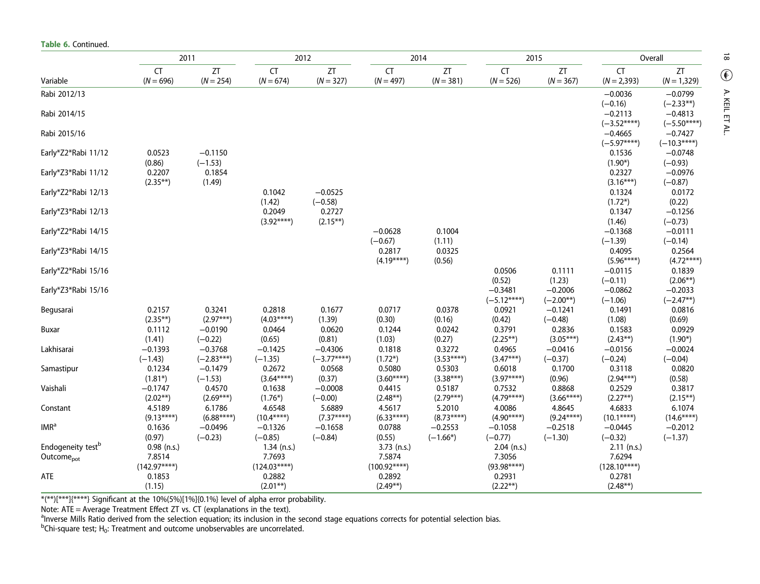**Table 6.** Continued.

| Variable | 2011 CT (N = 696) | 2011 ZT (N = 254) | 2012 CT (N = 674) | 2012 ZT (N = 327) | 2014 CT (N = 497) | 2014 ZT (N = 381) | 2015 CT (N = 526) | 2015 ZT (N = 367) | Overall CT (N = 2,393) | Overall ZT (N = 1,329) |
|---|---|---|---|---|---|---|---|---|---|---|
| Rabi 2012/13 | | | | | | | | | −0.0036 (−0.16) | −0.0799 (−2.33**) |
| Rabi 2014/15 | | | | | | | | | −0.2113 (−3.52****) | −0.4813 (−5.50****) |
| Rabi 2015/16 | | | | | | | | | −0.4665 (−5.97****) | −0.7427 (−10.3****) |
| Early*Z2*Rabi 11/12 | 0.0523 (0.86) | −0.1150 (−1.53) | | | | | | | 0.1536 (1.90*) | −0.0748 (−0.93) |
| Early*Z3*Rabi 11/12 | 0.2207 (2.35**) | 0.1854 (1.49) | | | | | | | 0.2327 (3.16***) | −0.0976 (−0.87) |
| Early*Z2*Rabi 12/13 | | | 0.1042 (1.42) | −0.0525 (−0.58) | | | | | 0.1324 (1.72*) | 0.0172 (0.22) |
| Early*Z3*Rabi 12/13 | | | 0.2049 (3.92****) | 0.2727 (2.15**) | | | | | 0.1347 (1.46) | −0.1256 (−0.73) |
| Early*Z2*Rabi 14/15 | | | | | −0.0628 (−0.67) | 0.1004 (1.11) | | | −0.1368 (−1.39) | −0.0111 (−0.14) |
| Early*Z3*Rabi 14/15 | | | | | 0.2817 (4.19****) | 0.0325 (0.56) | | | 0.4095 (5.96****) | 0.2564 (4.72****) |
| Early*Z2*Rabi 15/16 | | | | | | | 0.0506 (0.52) | 0.1111 (1.23) | −0.0115 (−0.11) | 0.1839 (2.06**) |
| Early*Z3*Rabi 15/16 | | | | | | | −0.3481 (−5.12****) | −0.2006 (−2.00**) | −0.0862 (−1.06) | −0.2033 (−2.47**) |
| Begusarai | 0.2157 (2.35**) | 0.3241 (2.97***) | 0.2818 (4.03****) | 0.1677 (1.39) | 0.0717 (0.30) | 0.0378 (0.16) | 0.0921 (0.42) | −0.1241 (−0.48) | 0.1491 (1.08) | 0.0816 (0.69) |
| Buxar | 0.1112 (1.41) | −0.0190 (−0.22) | 0.0464 (0.65) | 0.0620 (0.81) | 0.1244 (1.03) | 0.0242 (0.27) | 0.3791 (2.25**) | 0.2836 (3.05***) | 0.1583 (2.43**) | 0.0929 (1.90*) |
| Lakhisarai | −0.1393 (−1.43) | −0.3768 (−2.83***) | −0.1425 (−1.35) | −0.4306 (−3.77****) | 0.1818 (1.72*) | 0.3272 (3.53****) | 0.4965 (3.47***) | −0.0416 (−0.37) | −0.0156 (−0.24) | −0.0024 (−0.04) |
| Samastipur | 0.1234 (1.81*) | −0.1479 (−1.53) | 0.2672 (3.64****) | 0.0568 (0.37) | 0.5080 (3.60****) | 0.5303 (3.38***) | 0.6018 (3.97****) | 0.1700 (0.96) | 0.3118 (2.94***) | 0.0820 (0.58) |
| Vaishali | −0.1747 (2.02**) | 0.4570 (2.69***) | 0.1638 (1.76*) | −0.0008 (−0.00) | 0.4415 (2.48**) | 0.5187 (2.79***) | 0.7532 (4.79****) | 0.8868 (3.66****) | 0.2529 (2.27**) | 0.3817 (2.15**) |
| Constant | 4.5189 (9.13****) | 6.1786 (6.88****) | 4.6548 (10.4****) | 5.6889 (7.37****) | 4.5617 (6.33****) | 5.2010 (8.73****) | 4.0086 (4.90****) | 4.8645 (9.24****) | 4.6833 (10.1****) | 6.1074 (14.6****) |
| IMR[a] | 0.1636 (0.97) | −0.0496 (−0.23) | −0.1326 (−0.85) | −0.1658 (−0.84) | 0.0788 (0.55) | −0.2553 (−1.66*) | −0.1058 (−0.77) | −0.2518 (−1.30) | −0.0445 (−0.32) | −0.2012 (−1.37) |
| Endogeneity test[b] | 0.98 (n.s.) | | 1.34 (n.s.) | | 3.73 (n.s.) | | 2.04 (n.s.) | | 2.11 (n.s.) | |
| $Outcome_{pot}$ | 7.8514 (142.97****) | | 7.7693 (124.03****) | | 7.5874 (100.92****) | | 7.3056 (93.98****) | | 7.6294 (128.10****) | |
| ATE | 0.1853 (1.15) | | 0.2882 (2.01**) | | 0.2892 (2.49**) | | 0.2931 (2.22**) | | 0.2781 (2.48**) | |

*(**)[***]{****} Significant at the 10%(5%)[1%]{0.1%} level of alpha error probability.

Note: ATE = Average Treatment Effect ZT vs. CT (explanations in the text).

[a]Inverse Mills Ratio derived from the selection equation; its inclusion in the second stage equations corrects for potential selection bias.

[b]Chi-square test; $H_0$: Treatment and outcome unobservables are uncorrelated.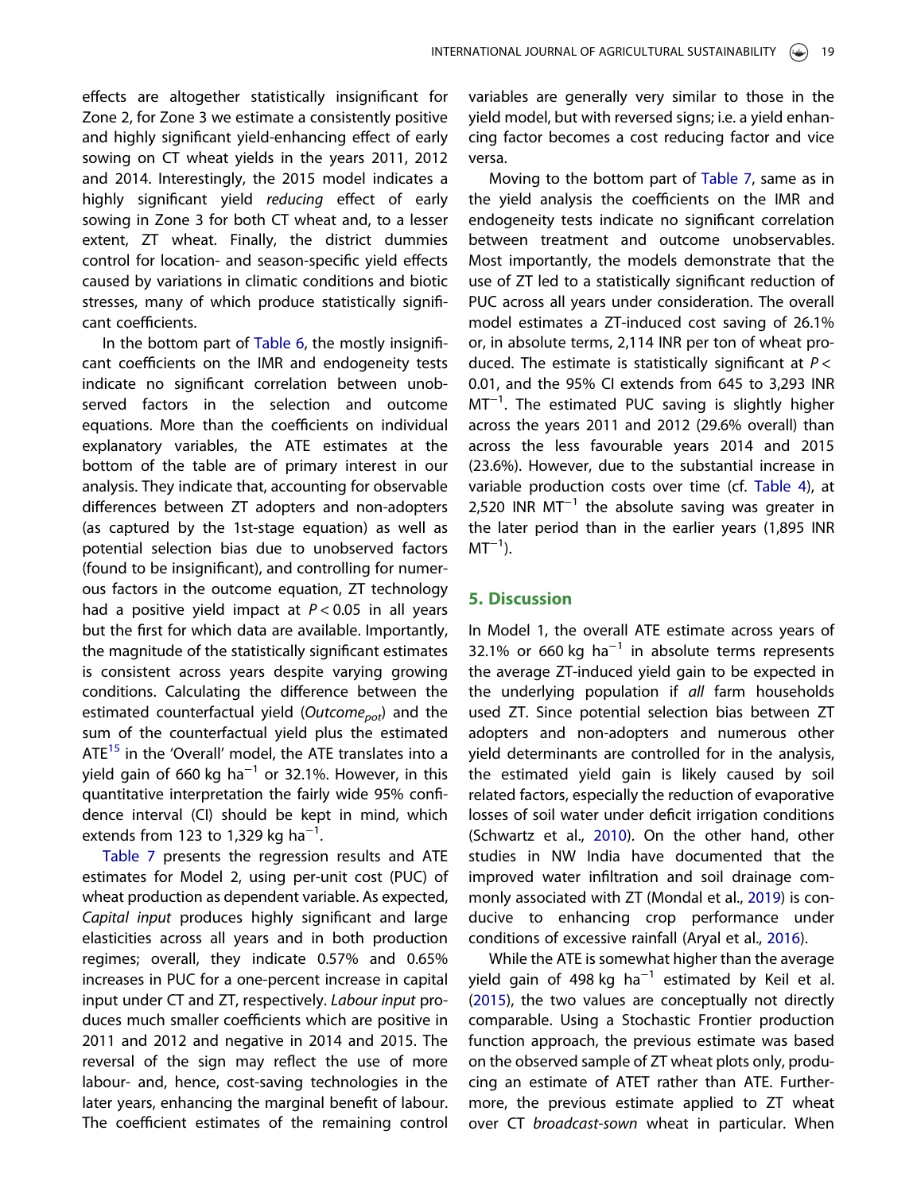effects are altogether statistically insignificant for Zone 2, for Zone 3 we estimate a consistently positive and highly significant yield-enhancing effect of early sowing on CT wheat yields in the years 2011, 2012 and 2014. Interestingly, the 2015 model indicates a highly significant yield *reducing* effect of early sowing in Zone 3 for both CT wheat and, to a lesser extent, ZT wheat. Finally, the district dummies control for location- and season-specific yield effects caused by variations in climatic conditions and biotic stresses, many of which produce statistically significant coefficients.

In the bottom part of Table 6, the mostly insignificant coefficients on the IMR and endogeneity tests indicate no significant correlation between unobserved factors in the selection and outcome equations. More than the coefficients on individual explanatory variables, the ATE estimates at the bottom of the table are of primary interest in our analysis. They indicate that, accounting for observable differences between ZT adopters and non-adopters (as captured by the 1st-stage equation) as well as potential selection bias due to unobserved factors (found to be insignificant), and controlling for numerous factors in the outcome equation, ZT technology had a positive yield impact at $P < 0.05$ in all years but the first for which data are available. Importantly, the magnitude of the statistically significant estimates is consistent across years despite varying growing conditions. Calculating the difference between the estimated counterfactual yield ($Outcome_{pot}$) and the sum of the counterfactual yield plus the estimated ATE[15] in the 'Overall' model, the ATE translates into a yield gain of 660 kg $ha^{-1}$ or 32.1%. However, in this quantitative interpretation the fairly wide 95% confidence interval (CI) should be kept in mind, which extends from 123 to 1,329 kg $ha^{-1}$.

Table 7 presents the regression results and ATE estimates for Model 2, using per-unit cost (PUC) of wheat production as dependent variable. As expected, *Capital input* produces highly significant and large elasticities across all years and in both production regimes; overall, they indicate 0.57% and 0.65% increases in PUC for a one-percent increase in capital input under CT and ZT, respectively. *Labour input* produces much smaller coefficients which are positive in 2011 and 2012 and negative in 2014 and 2015. The reversal of the sign may reflect the use of more labour- and, hence, cost-saving technologies in the later years, enhancing the marginal benefit of labour. The coefficient estimates of the remaining control variables are generally very similar to those in the yield model, but with reversed signs; i.e. a yield enhancing factor becomes a cost reducing factor and vice versa.

Moving to the bottom part of Table 7, same as in the yield analysis the coefficients on the IMR and endogeneity tests indicate no significant correlation between treatment and outcome unobservables. Most importantly, the models demonstrate that the use of ZT led to a statistically significant reduction of PUC across all years under consideration. The overall model estimates a ZT-induced cost saving of 26.1% or, in absolute terms, 2,114 INR per ton of wheat produced. The estimate is statistically significant at $P < 0.01$, and the 95% CI extends from 645 to 3,293 INR $MT^{-1}$. The estimated PUC saving is slightly higher across the years 2011 and 2012 (29.6% overall) than across the less favourable years 2014 and 2015 (23.6%). However, due to the substantial increase in variable production costs over time (cf. Table 4), at 2,520 INR $MT^{-1}$ the absolute saving was greater in the later period than in the earlier years (1,895 INR $MT^{-1}$).

## 5. Discussion

In Model 1, the overall ATE estimate across years of 32.1% or 660 kg $ha^{-1}$ in absolute terms represents the average ZT-induced yield gain to be expected in the underlying population if *all* farm households used ZT. Since potential selection bias between ZT adopters and non-adopters and numerous other yield determinants are controlled for in the analysis, the estimated yield gain is likely caused by soil related factors, especially the reduction of evaporative losses of soil water under deficit irrigation conditions (Schwartz et al., 2010). On the other hand, other studies in NW India have documented that the improved water infiltration and soil drainage commonly associated with ZT (Mondal et al., 2019) is conducive to enhancing crop performance under conditions of excessive rainfall (Aryal et al., 2016).

While the ATE is somewhat higher than the average yield gain of 498 kg $ha^{-1}$ estimated by Keil et al. (2015), the two values are conceptually not directly comparable. Using a Stochastic Frontier production function approach, the previous estimate was based on the observed sample of ZT wheat plots only, producing an estimate of ATET rather than ATE. Furthermore, the previous estimate applied to ZT wheat over CT *broadcast-sown* wheat in particular. When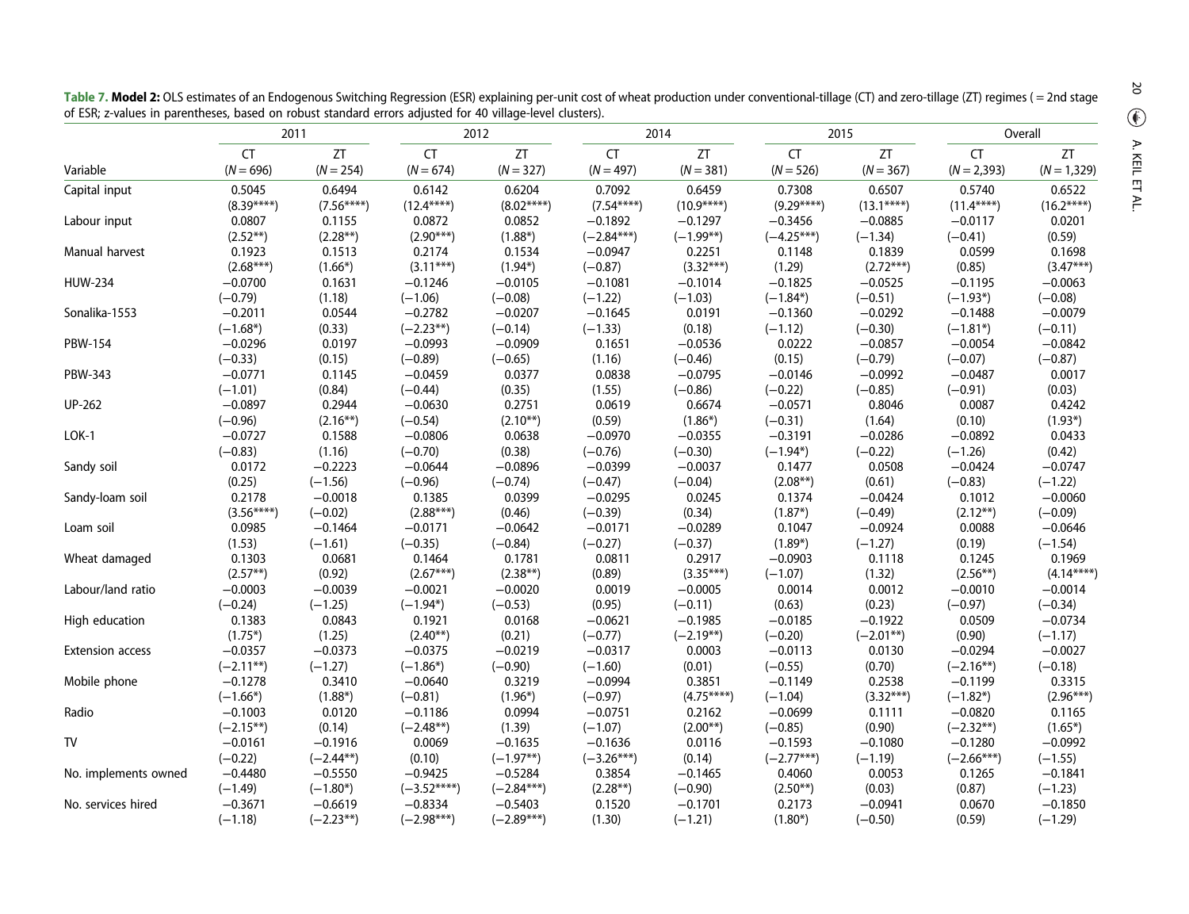**Table 7. Model 2:** OLS estimates of an Endogenous Switching Regression (ESR) explaining per-unit cost of wheat production under conventional-tillage (CT) and zero-tillage (ZT) regimes ( = 2nd stage of ESR; z-values in parentheses, based on robust standard errors adjusted for 40 village-level clusters).

| | 2011 | | 2012 | | 2014 | | 2015 | | Overall | |
|---|---|---|---|---|---|---|---|---|---|---|
| Variable | CT ($N = 696$) | ZT ($N = 254$) | CT ($N = 674$) | ZT ($N = 327$) | CT ($N = 497$) | ZT ($N = 381$) | CT ($N = 526$) | ZT ($N = 367$) | CT ($N = 2,393$) | ZT ($N = 1,329$) |
| Capital input | 0.5045 | 0.6494 | 0.6142 | 0.6204 | 0.7092 | 0.6459 | 0.7308 | 0.6507 | 0.5740 | 0.6522 |
| | (8.39****) | (7.56****) | (12.4****) | (8.02****) | (7.54****) | (10.9****) | (9.29****) | (13.1****) | (11.4****) | (16.2****) |
| Labour input | 0.0807 | 0.1155 | 0.0872 | 0.0852 | −0.1892 | −0.1297 | −0.3456 | −0.0885 | −0.0117 | 0.0201 |
| | (2.52**) | (2.28**) | (2.90***) | (1.88*) | (−2.84***) | (−1.99**) | (−4.25***) | (−1.34) | (−0.41) | (0.59) |
| Manual harvest | 0.1923 | 0.1513 | 0.2174 | 0.1534 | −0.0947 | 0.2251 | 0.1148 | 0.1839 | 0.0599 | 0.1698 |
| | (2.68***) | (1.66*) | (3.11***) | (1.94*) | (−0.87) | (3.32***) | (1.29) | (2.72***) | (0.85) | (3.47***) |
| HUW-234 | −0.0700 | 0.1631 | −0.1246 | −0.0105 | −0.1081 | −0.1014 | −0.1825 | −0.0525 | −0.1195 | −0.0063 |
| | (−0.79) | (1.18) | (−1.06) | (−0.08) | (−1.22) | (−1.03) | (−1.84*) | (−0.51) | (−1.93*) | (−0.08) |
| Sonalika-1553 | −0.2011 | 0.0544 | −0.2782 | −0.0207 | −0.1645 | 0.0191 | −0.1360 | −0.0292 | −0.1488 | −0.0079 |
| | (−1.68*) | (0.33) | (−2.23**) | (−0.14) | (−1.33) | (0.18) | (−1.12) | (−0.30) | (−1.81*) | (−0.11) |
| PBW-154 | −0.0296 | 0.0197 | −0.0993 | −0.0909 | 0.1651 | −0.0536 | 0.0222 | −0.0857 | −0.0054 | −0.0842 |
| | (−0.33) | (0.15) | (−0.89) | (−0.65) | (1.16) | (−0.46) | (0.15) | (−0.79) | (−0.07) | (−0.87) |
| PBW-343 | −0.0771 | 0.1145 | −0.0459 | 0.0377 | 0.0838 | −0.0795 | −0.0146 | −0.0992 | −0.0487 | 0.0017 |
| | (−1.01) | (0.84) | (−0.44) | (0.35) | (1.55) | (−0.86) | (−0.22) | (−0.85) | (−0.91) | (0.03) |
| UP-262 | −0.0897 | 0.2944 | −0.0630 | 0.2751 | 0.0619 | 0.6674 | −0.0571 | 0.8046 | 0.0087 | 0.4242 |
| | (−0.96) | (2.16**) | (−0.54) | (2.10**) | (0.59) | (1.86*) | (−0.31) | (1.64) | (0.10) | (1.93*) |
| LOK-1 | −0.0727 | 0.1588 | −0.0806 | 0.0638 | −0.0970 | −0.0355 | −0.3191 | −0.0286 | −0.0892 | 0.0433 |
| | (−0.83) | (1.16) | (−0.70) | (0.38) | (−0.76) | (−0.30) | (−1.94*) | (−0.22) | (−1.26) | (0.42) |
| Sandy soil | 0.0172 | −0.2223 | −0.0644 | −0.0896 | −0.0399 | −0.0037 | 0.1477 | 0.0508 | −0.0424 | −0.0747 |
| | (0.25) | (−1.56) | (−0.96) | (−0.74) | (−0.47) | (−0.04) | (2.08**) | (0.61) | (−0.83) | (−1.22) |
| Sandy-loam soil | 0.2178 | −0.0018 | 0.1385 | 0.0399 | −0.0295 | 0.0245 | 0.1374 | −0.0424 | 0.1012 | −0.0060 |
| | (3.56****) | (−0.02) | (2.88***) | (0.46) | (−0.39) | (0.34) | (1.87*) | (−0.49) | (2.12**) | (−0.09) |
| Loam soil | 0.0985 | −0.1464 | −0.0171 | −0.0642 | −0.0171 | −0.0289 | 0.1047 | −0.0924 | 0.0088 | −0.0646 |
| | (1.53) | (−1.61) | (−0.35) | (−0.84) | (−0.27) | (−0.37) | (1.89*) | (−1.27) | (0.19) | (−1.54) |
| Wheat damaged | 0.1303 | 0.0681 | 0.1464 | 0.1781 | 0.0811 | 0.2917 | −0.0903 | 0.1118 | 0.1245 | 0.1969 |
| | (2.57**) | (0.92) | (2.67***) | (2.38**) | (0.89) | (3.35***) | (−1.07) | (1.32) | (2.56**) | (4.14****) |
| Labour/land ratio | −0.0003 | −0.0039 | −0.0021 | −0.0020 | 0.0019 | −0.0005 | 0.0014 | 0.0012 | −0.0010 | −0.0014 |
| | (−0.24) | (−1.25) | (−1.94*) | (−0.53) | (0.95) | (−0.11) | (0.63) | (0.23) | (−0.97) | (−0.34) |
| High education | 0.1383 | 0.0843 | 0.1921 | 0.0168 | −0.0621 | −0.1985 | −0.0185 | −0.1922 | 0.0509 | −0.0734 |
| | (1.75*) | (1.25) | (2.40**) | (0.21) | (−0.77) | (−2.19**) | (−0.20) | (−2.01**) | (0.90) | (−1.17) |
| Extension access | −0.0357 | −0.0373 | −0.0375 | −0.0219 | −0.0317 | 0.0003 | −0.0113 | 0.0130 | −0.0294 | −0.0027 |
| | (−2.11**) | (−1.27) | (−1.86*) | (−0.90) | (−1.60) | (0.01) | (−0.55) | (0.70) | (−2.16**) | (−0.18) |
| Mobile phone | −0.1278 | 0.3410 | −0.0640 | 0.3219 | −0.0994 | 0.3851 | −0.1149 | 0.2538 | −0.1199 | 0.3315 |
| | (−1.66*) | (1.88*) | (−0.81) | (1.96*) | (−0.97) | (4.75****) | (−1.04) | (3.32***) | (−1.82*) | (2.96***) |
| Radio | −0.1003 | 0.0120 | −0.1186 | 0.0994 | −0.0751 | 0.2162 | −0.0699 | 0.1111 | −0.0820 | 0.1165 |
| | (−2.15**) | (0.14) | (−2.48**) | (1.39) | (−1.07) | (2.00**) | (−0.85) | (0.90) | (−2.32**) | (1.65*) |
| TV | −0.0161 | −0.1916 | 0.0069 | −0.1635 | −0.1636 | 0.0116 | −0.1593 | −0.1080 | −0.1280 | −0.0992 |
| | (−0.22) | (−2.44**) | (0.10) | (−1.97**) | (−3.26***) | (0.14) | (−2.77***) | (−1.19) | (−2.66***) | (−1.55) |
| No. implements owned | −0.4480 | −0.5550 | −0.9425 | −0.5284 | 0.3854 | −0.1465 | 0.4060 | 0.0053 | 0.1265 | −0.1841 |
| | (−1.49) | (−1.80*) | (−3.52****) | (−2.84***) | (2.28**) | (−0.90) | (2.50**) | (0.03) | (0.87) | (−1.23) |
| No. services hired | −0.3671 | −0.6619 | −0.8334 | −0.5403 | 0.1520 | −0.1701 | 0.2173 | −0.0941 | 0.0670 | −0.1850 |
| | (−1.18) | (−2.23**) | (−2.98***) | (−2.89***) | (1.30) | (−1.21) | (1.80*) | (−0.50) | (0.59) | (−1.29) |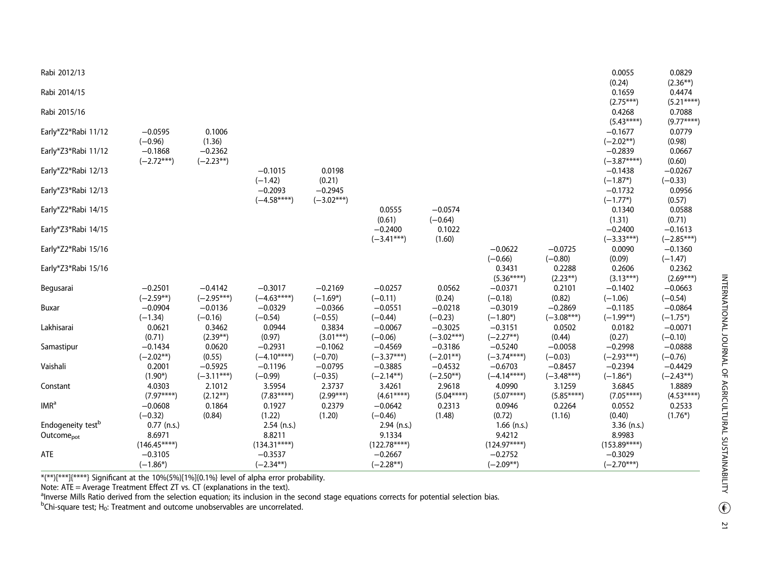| | | | | | | | | | | |
|---|---|---|---|---|---|---|---|---|---|---|
| Rabi 2012/13 | | | | | | | | | 0.0055 | 0.0829 |
| | | | | | | | | | (0.24) | (2.36**) |
| Rabi 2014/15 | | | | | | | | | 0.1659 | 0.4474 |
| | | | | | | | | | (2.75***) | (5.21****) |
| Rabi 2015/16 | | | | | | | | | 0.4268 | 0.7088 |
| | | | | | | | | | (5.43****) | (9.77****) |
| Early*Z2*Rabi 11/12 | −0.0595 | 0.1006 | | | | | | | −0.1677 | 0.0779 |
| | (−0.96) | (1.36) | | | | | | | (−2.02**) | (0.98) |
| Early*Z3*Rabi 11/12 | −0.1868 | −0.2362 | | | | | | | −0.2839 | 0.0667 |
| | (−2.72***) | (−2.23**) | | | | | | | (−3.87****) | (0.60) |
| Early*Z2*Rabi 12/13 | | | −0.1015 | 0.0198 | | | | | −0.1438 | −0.0267 |
| | | | (−1.42) | (0.21) | | | | | (−1.87*) | (−0.33) |
| Early*Z3*Rabi 12/13 | | | −0.2093 | −0.2945 | | | | | −0.1732 | 0.0956 |
| | | | (−4.58****) | (−3.02***) | | | | | (−1.77*) | (0.57) |
| Early*Z2*Rabi 14/15 | | | | | 0.0555 | −0.0574 | | | 0.1340 | 0.0588 |
| | | | | | (0.61) | (−0.64) | | | (1.31) | (0.71) |
| Early*Z3*Rabi 14/15 | | | | | −0.2400 | 0.1022 | | | −0.2400 | −0.1613 |
| | | | | | (−3.41***) | (1.60) | | | (−3.33***) | (−2.85***) |
| Early*Z2*Rabi 15/16 | | | | | | | −0.0622 | −0.0725 | 0.0090 | −0.1360 |
| | | | | | | | (−0.66) | (−0.80) | (0.09) | (−1.47) |
| Early*Z3*Rabi 15/16 | | | | | | | 0.3431 | 0.2288 | 0.2606 | 0.2362 |
| | | | | | | | (5.36****) | (2.23**) | (3.13***) | (2.69***) |
| Begusarai | −0.2501 | −0.4142 | −0.3017 | −0.2169 | −0.0257 | 0.0562 | −0.0371 | 0.2101 | −0.1402 | −0.0663 |
| | (−2.59**) | (−2.95***) | (−4.63****) | (−1.69*) | (−0.11) | (0.24) | (−0.18) | (0.82) | (−1.06) | (−0.54) |
| Buxar | −0.0904 | −0.0136 | −0.0329 | −0.0366 | −0.0551 | −0.0218 | −0.3019 | −0.2869 | −0.1185 | −0.0864 |
| | (−1.34) | (−0.16) | (−0.54) | (−0.55) | (−0.44) | (−0.23) | (−1.80*) | (−3.08***) | (−1.99**) | (−1.75*) |
| Lakhisarai | 0.0621 | 0.3462 | 0.0944 | 0.3834 | −0.0067 | −0.3025 | −0.3151 | 0.0502 | 0.0182 | −0.0071 |
| | (0.71) | (2.39**) | (0.97) | (3.01***) | (−0.06) | (−3.02***) | (−2.27**) | (0.44) | (0.27) | (−0.10) |
| Samastipur | −0.1434 | 0.0620 | −0.2931 | −0.1062 | −0.4569 | −0.3186 | −0.5240 | −0.0058 | −0.2998 | −0.0888 |
| | (−2.02**) | (0.55) | (−4.10****) | (−0.70) | (−3.37***) | (−2.01**) | (−3.74****) | (−0.03) | (−2.93***) | (−0.76) |
| Vaishali | 0.2001 | −0.5925 | −0.1196 | −0.0795 | −0.3885 | −0.4532 | −0.6703 | −0.8457 | −0.2394 | −0.4429 |
| | (1.90*) | (−3.11***) | (−0.99) | (−0.35) | (−2.14**) | (−2.50**) | (−4.14****) | (−3.48***) | (−1.86*) | (−2.43**) |
| Constant | 4.0303 | 2.1012 | 3.5954 | 2.3737 | 3.4261 | 2.9618 | 4.0990 | 3.1259 | 3.6845 | 1.8889 |
| | (7.97****) | (2.12**) | (7.83****) | (2.99***) | (4.61****) | (5.04****) | (5.07****) | (5.85****) | (7.05****) | (4.53****) |
| IMR[a] | −0.0608 | 0.1864 | 0.1927 | 0.2379 | −0.0642 | 0.2313 | 0.0946 | 0.2264 | 0.0552 | 0.2533 |
| | (−0.32) | (0.84) | (1.22) | (1.20) | (−0.46) | (1.48) | (0.72) | (1.16) | (0.40) | (1.76*) |
| Endogeneity test[b] | 0.77 (n.s.) | | 2.54 (n.s.) | | 2.94 (n.s.) | | 1.66 (n.s.) | | 3.36 (n.s.) | |
| $Outcome_{pot}$ | 8.6971 | | 8.8211 | | 9.1334 | | 9.4212 | | 8.9983 | |
| | (146.45****) | | (134.31****) | | (122.78****) | | (124.97****) | | (153.89****) | |
| ATE | −0.3105 | | −0.3537 | | −0.2667 | | −0.2752 | | −0.3029 | |
| | (−1.86*) | | (−2.34**) | | (−2.28**) | | (−2.09**) | | (−2.70***) | |

*(**)[***]{****} Significant at the 10%(5%)[1%]{0.1%} level of alpha error probability.

Note: ATE = Average Treatment Effect ZT vs. CT (explanations in the text).

[a]Inverse Mills Ratio derived from the selection equation; its inclusion in the second stage equations corrects for potential selection bias.

[b]Chi-square test; $H_0$: Treatment and outcome unobservables are uncorrelated.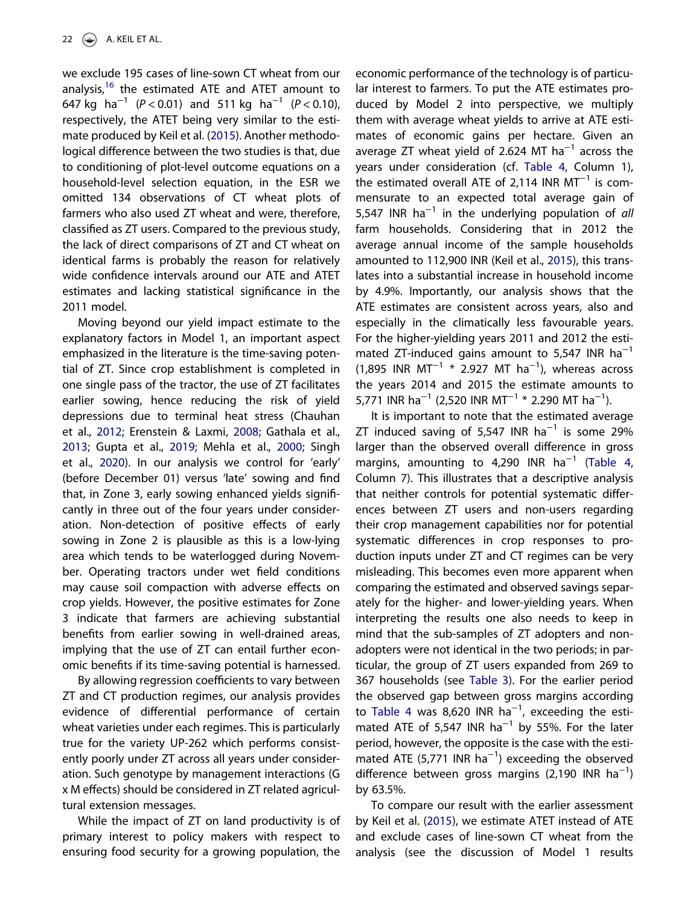we exclude 195 cases of line-sown CT wheat from our analysis,[16] the estimated ATE and ATET amount to 647 kg ha$^{-1}$ ($P < 0.01$) and 511 kg ha$^{-1}$ ($P < 0.10$), respectively, the ATET being very similar to the estimate produced by Keil et al. (2015). Another methodological difference between the two studies is that, due to conditioning of plot-level outcome equations on a household-level selection equation, in the ESR we omitted 134 observations of CT wheat plots of farmers who also used ZT wheat and were, therefore, classified as ZT users. Compared to the previous study, the lack of direct comparisons of ZT and CT wheat on identical farms is probably the reason for relatively wide confidence intervals around our ATE and ATET estimates and lacking statistical significance in the 2011 model.

Moving beyond our yield impact estimate to the explanatory factors in Model 1, an important aspect emphasized in the literature is the time-saving potential of ZT. Since crop establishment is completed in one single pass of the tractor, the use of ZT facilitates earlier sowing, hence reducing the risk of yield depressions due to terminal heat stress (Chauhan et al., 2012; Erenstein & Laxmi, 2008; Gathala et al., 2013; Gupta et al., 2019; Mehla et al., 2000; Singh et al., 2020). In our analysis we control for 'early' (before December 01) versus 'late' sowing and find that, in Zone 3, early sowing enhanced yields significantly in three out of the four years under consideration. Non-detection of positive effects of early sowing in Zone 2 is plausible as this is a low-lying area which tends to be waterlogged during November. Operating tractors under wet field conditions may cause soil compaction with adverse effects on crop yields. However, the positive estimates for Zone 3 indicate that farmers are achieving substantial benefits from earlier sowing in well-drained areas, implying that the use of ZT can entail further economic benefits if its time-saving potential is harnessed.

By allowing regression coefficients to vary between ZT and CT production regimes, our analysis provides evidence of differential performance of certain wheat varieties under each regimes. This is particularly true for the variety UP-262 which performs consistently poorly under ZT across all years under consideration. Such genotype by management interactions (G x M effects) should be considered in ZT related agricultural extension messages.

While the impact of ZT on land productivity is of primary interest to policy makers with respect to ensuring food security for a growing population, the economic performance of the technology is of particular interest to farmers. To put the ATE estimates produced by Model 2 into perspective, we multiply them with average wheat yields to arrive at ATE estimates of economic gains per hectare. Given an average ZT wheat yield of 2.624 MT ha$^{-1}$ across the years under consideration (cf. Table 4, Column 1), the estimated overall ATE of 2,114 INR MT$^{-1}$ is commensurate to an expected total average gain of 5,547 INR ha$^{-1}$ in the underlying population of *all* farm households. Considering that in 2012 the average annual income of the sample households amounted to 112,900 INR (Keil et al., 2015), this translates into a substantial increase in household income by 4.9%. Importantly, our analysis shows that the ATE estimates are consistent across years, also and especially in the climatically less favourable years. For the higher-yielding years 2011 and 2012 the estimated ZT-induced gains amount to 5,547 INR ha$^{-1}$ (1,895 INR MT$^{-1}$ * 2.927 MT ha$^{-1}$), whereas across the years 2014 and 2015 the estimate amounts to 5,771 INR ha$^{-1}$ (2,520 INR MT$^{-1}$ * 2.290 MT ha$^{-1}$).

It is important to note that the estimated average ZT induced saving of 5,547 INR ha$^{-1}$ is some 29% larger than the observed overall difference in gross margins, amounting to 4,290 INR ha$^{-1}$ (Table 4, Column 7). This illustrates that a descriptive analysis that neither controls for potential systematic differences between ZT users and non-users regarding their crop management capabilities nor for potential systematic differences in crop responses to production inputs under ZT and CT regimes can be very misleading. This becomes even more apparent when comparing the estimated and observed savings separately for the higher- and lower-yielding years. When interpreting the results one also needs to keep in mind that the sub-samples of ZT adopters and non-adopters were not identical in the two periods; in particular, the group of ZT users expanded from 269 to 367 households (see Table 3). For the earlier period the observed gap between gross margins according to Table 4 was 8,620 INR ha$^{-1}$, exceeding the estimated ATE of 5,547 INR ha$^{-1}$ by 55%. For the later period, however, the opposite is the case with the estimated ATE (5,771 INR ha$^{-1}$) exceeding the observed difference between gross margins (2,190 INR ha$^{-1}$) by 63.5%.

To compare our result with the earlier assessment by Keil et al. (2015), we estimate ATET instead of ATE and exclude cases of line-sown CT wheat from the analysis (see the discussion of Model 1 results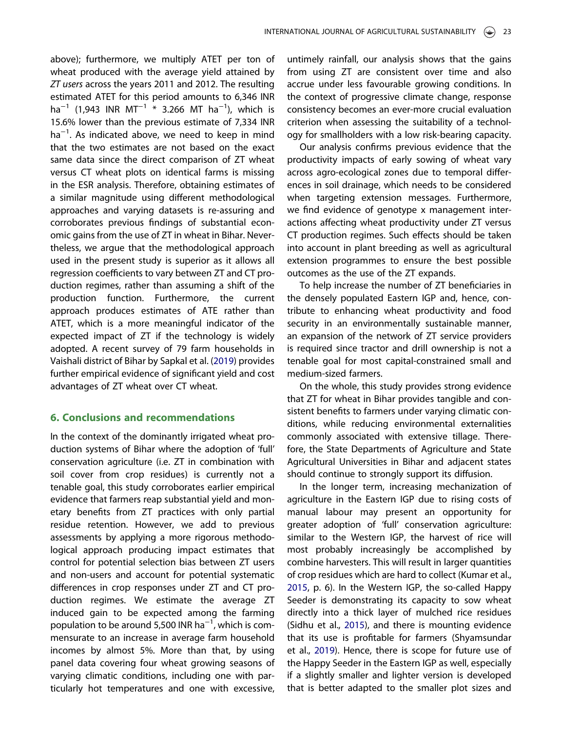above); furthermore, we multiply ATET per ton of wheat produced with the average yield attained by *ZT users* across the years 2011 and 2012. The resulting estimated ATET for this period amounts to 6,346 INR $ha^{-1}$ (1,943 INR $MT^{-1}$ * 3.266 MT $ha^{-1}$), which is 15.6% lower than the previous estimate of 7,334 INR $ha^{-1}$. As indicated above, we need to keep in mind that the two estimates are not based on the exact same data since the direct comparison of ZT wheat versus CT wheat plots on identical farms is missing in the ESR analysis. Therefore, obtaining estimates of a similar magnitude using different methodological approaches and varying datasets is re-assuring and corroborates previous findings of substantial economic gains from the use of ZT in wheat in Bihar. Nevertheless, we argue that the methodological approach used in the present study is superior as it allows all regression coefficients to vary between ZT and CT production regimes, rather than assuming a shift of the production function. Furthermore, the current approach produces estimates of ATE rather than ATET, which is a more meaningful indicator of the expected impact of ZT if the technology is widely adopted. A recent survey of 79 farm households in Vaishali district of Bihar by Sapkal et al. (2019) provides further empirical evidence of significant yield and cost advantages of ZT wheat over CT wheat.

## 6. Conclusions and recommendations

In the context of the dominantly irrigated wheat production systems of Bihar where the adoption of 'full' conservation agriculture (i.e. ZT in combination with soil cover from crop residues) is currently not a tenable goal, this study corroborates earlier empirical evidence that farmers reap substantial yield and monetary benefits from ZT practices with only partial residue retention. However, we add to previous assessments by applying a more rigorous methodological approach producing impact estimates that control for potential selection bias between ZT users and non-users and account for potential systematic differences in crop responses under ZT and CT production regimes. We estimate the average ZT induced gain to be expected among the farming population to be around 5,500 INR $ha^{-1}$, which is commensurate to an increase in average farm household incomes by almost 5%. More than that, by using panel data covering four wheat growing seasons of varying climatic conditions, including one with particularly hot temperatures and one with excessive, untimely rainfall, our analysis shows that the gains from using ZT are consistent over time and also accrue under less favourable growing conditions. In the context of progressive climate change, response consistency becomes an ever-more crucial evaluation criterion when assessing the suitability of a technology for smallholders with a low risk-bearing capacity.

Our analysis confirms previous evidence that the productivity impacts of early sowing of wheat vary across agro-ecological zones due to temporal differences in soil drainage, which needs to be considered when targeting extension messages. Furthermore, we find evidence of genotype x management interactions affecting wheat productivity under ZT versus CT production regimes. Such effects should be taken into account in plant breeding as well as agricultural extension programmes to ensure the best possible outcomes as the use of the ZT expands.

To help increase the number of ZT beneficiaries in the densely populated Eastern IGP and, hence, contribute to enhancing wheat productivity and food security in an environmentally sustainable manner, an expansion of the network of ZT service providers is required since tractor and drill ownership is not a tenable goal for most capital-constrained small and medium-sized farmers.

On the whole, this study provides strong evidence that ZT for wheat in Bihar provides tangible and consistent benefits to farmers under varying climatic conditions, while reducing environmental externalities commonly associated with extensive tillage. Therefore, the State Departments of Agriculture and State Agricultural Universities in Bihar and adjacent states should continue to strongly support its diffusion.

In the longer term, increasing mechanization of agriculture in the Eastern IGP due to rising costs of manual labour may present an opportunity for greater adoption of 'full' conservation agriculture: similar to the Western IGP, the harvest of rice will most probably increasingly be accomplished by combine harvesters. This will result in larger quantities of crop residues which are hard to collect (Kumar et al., 2015, p. 6). In the Western IGP, the so-called Happy Seeder is demonstrating its capacity to sow wheat directly into a thick layer of mulched rice residues (Sidhu et al., 2015), and there is mounting evidence that its use is profitable for farmers (Shyamsundar et al., 2019). Hence, there is scope for future use of the Happy Seeder in the Eastern IGP as well, especially if a slightly smaller and lighter version is developed that is better adapted to the smaller plot sizes and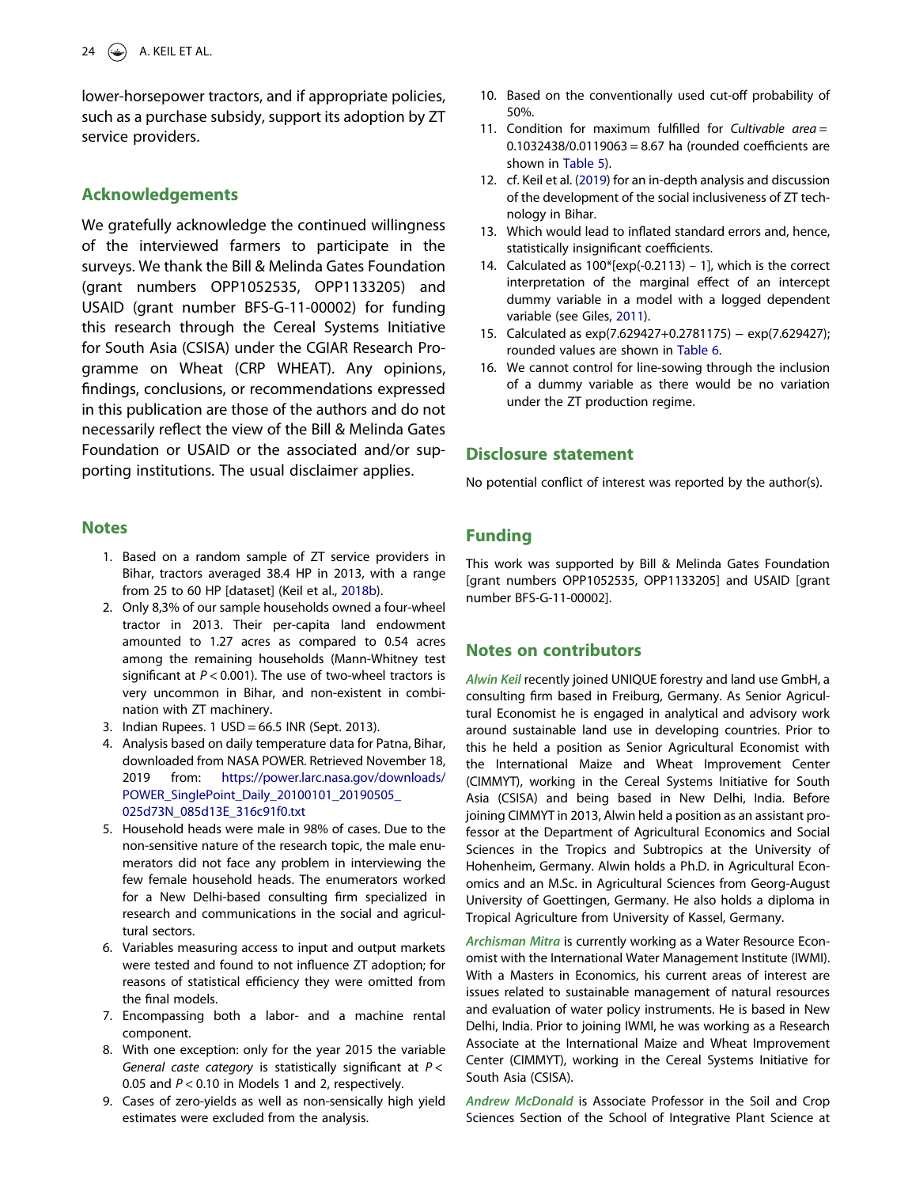lower-horsepower tractors, and if appropriate policies, such as a purchase subsidy, support its adoption by ZT service providers.

## Acknowledgements

We gratefully acknowledge the continued willingness of the interviewed farmers to participate in the surveys. We thank the Bill & Melinda Gates Foundation (grant numbers OPP1052535, OPP1133205) and USAID (grant number BFS-G-11-00002) for funding this research through the Cereal Systems Initiative for South Asia (CSISA) under the CGIAR Research Programme on Wheat (CRP WHEAT). Any opinions, findings, conclusions, or recommendations expressed in this publication are those of the authors and do not necessarily reflect the view of the Bill & Melinda Gates Foundation or USAID or the associated and/or supporting institutions. The usual disclaimer applies.

## Notes

1. Based on a random sample of ZT service providers in Bihar, tractors averaged 38.4 HP in 2013, with a range from 25 to 60 HP [dataset] (Keil et al., 2018b).
2. Only 8,3% of our sample households owned a four-wheel tractor in 2013. Their per-capita land endowment amounted to 1.27 acres as compared to 0.54 acres among the remaining households (Mann-Whitney test significant at $P < 0.001$). The use of two-wheel tractors is very uncommon in Bihar, and non-existent in combination with ZT machinery.
3. Indian Rupees. 1 USD = 66.5 INR (Sept. 2013).
4. Analysis based on daily temperature data for Patna, Bihar, downloaded from NASA POWER. Retrieved November 18, 2019 from: https://power.larc.nasa.gov/downloads/POWER_SinglePoint_Daily_20100101_20190505_025d73N_085d13E_316c91f0.txt
5. Household heads were male in 98% of cases. Due to the non-sensitive nature of the research topic, the male enumerators did not face any problem in interviewing the few female household heads. The enumerators worked for a New Delhi-based consulting firm specialized in research and communications in the social and agricultural sectors.
6. Variables measuring access to input and output markets were tested and found to not influence ZT adoption; for reasons of statistical efficiency they were omitted from the final models.
7. Encompassing both a labor- and a machine rental component.
8. With one exception: only for the year 2015 the variable *General caste category* is statistically significant at $P < 0.05$ and $P < 0.10$ in Models 1 and 2, respectively.
9. Cases of zero-yields as well as non-sensically high yield estimates were excluded from the analysis.
10. Based on the conventionally used cut-off probability of 50%.
11. Condition for maximum fulfilled for *Cultivable area* = 0.1032438/0.0119063 = 8.67 ha (rounded coefficients are shown in Table 5).
12. cf. Keil et al. (2019) for an in-depth analysis and discussion of the development of the social inclusiveness of ZT technology in Bihar.
13. Which would lead to inflated standard errors and, hence, statistically insignificant coefficients.
14. Calculated as 100*[exp(-0.2113) – 1], which is the correct interpretation of the marginal effect of an intercept dummy variable in a model with a logged dependent variable (see Giles, 2011).
15. Calculated as exp(7.629427+0.2781175) − exp(7.629427); rounded values are shown in Table 6.
16. We cannot control for line-sowing through the inclusion of a dummy variable as there would be no variation under the ZT production regime.

## Disclosure statement

No potential conflict of interest was reported by the author(s).

## Funding

This work was supported by Bill & Melinda Gates Foundation [grant numbers OPP1052535, OPP1133205] and USAID [grant number BFS-G-11-00002].

## Notes on contributors

*Alwin Keil* recently joined UNIQUE forestry and land use GmbH, a consulting firm based in Freiburg, Germany. As Senior Agricultural Economist he is engaged in analytical and advisory work around sustainable land use in developing countries. Prior to this he held a position as Senior Agricultural Economist with the International Maize and Wheat Improvement Center (CIMMYT), working in the Cereal Systems Initiative for South Asia (CSISA) and being based in New Delhi, India. Before joining CIMMYT in 2013, Alwin held a position as an assistant professor at the Department of Agricultural Economics and Social Sciences in the Tropics and Subtropics at the University of Hohenheim, Germany. Alwin holds a Ph.D. in Agricultural Economics and an M.Sc. in Agricultural Sciences from Georg-August University of Goettingen, Germany. He also holds a diploma in Tropical Agriculture from University of Kassel, Germany.

*Archisman Mitra* is currently working as a Water Resource Economist with the International Water Management Institute (IWMI). With a Masters in Economics, his current areas of interest are issues related to sustainable management of natural resources and evaluation of water policy instruments. He is based in New Delhi, India. Prior to joining IWMI, he was working as a Research Associate at the International Maize and Wheat Improvement Center (CIMMYT), working in the Cereal Systems Initiative for South Asia (CSISA).

*Andrew McDonald* is Associate Professor in the Soil and Crop Sciences Section of the School of Integrative Plant Science at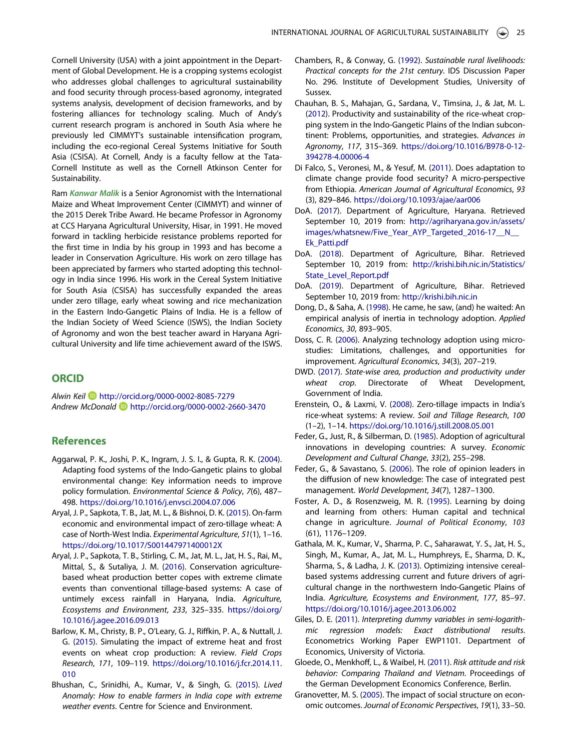Cornell University (USA) with a joint appointment in the Department of Global Development. He is a cropping systems ecologist who addresses global challenges to agricultural sustainability and food security through process-based agronomy, integrated systems analysis, development of decision frameworks, and by fostering alliances for technology scaling. Much of Andy's current research program is anchored in South Asia where he previously led CIMMYT's sustainable intensification program, including the eco-regional Cereal Systems Initiative for South Asia (CSISA). At Cornell, Andy is a faculty fellow at the Tata-Cornell Institute as well as the Cornell Atkinson Center for Sustainability.

Ram ***Kanwar Malik*** is a Senior Agronomist with the International Maize and Wheat Improvement Center (CIMMYT) and winner of the 2015 Derek Tribe Award. He became Professor in Agronomy at CCS Haryana Agricultural University, Hisar, in 1991. He moved forward in tackling herbicide resistance problems reported for the first time in India by his group in 1993 and has become a leader in Conservation Agriculture. His work on zero tillage has been appreciated by farmers who started adopting this technology in India since 1996. His work in the Cereal System Initiative for South Asia (CSISA) has successfully expanded the areas under zero tillage, early wheat sowing and rice mechanization in the Eastern Indo-Gangetic Plains of India. He is a fellow of the Indian Society of Weed Science (ISWS), the Indian Society of Agronomy and won the best teacher award in Haryana Agricultural University and life time achievement award of the ISWS.

## ORCID

*Alwin Keil* http://orcid.org/0000-0002-8085-7279
*Andrew McDonald* http://orcid.org/0000-0002-2660-3470

## References

Aggarwal, P. K., Joshi, P. K., Ingram, J. S. I., & Gupta, R. K. (2004). Adapting food systems of the Indo-Gangetic plains to global environmental change: Key information needs to improve policy formulation. *Environmental Science & Policy*, *7*(6), 487–498. https://doi.org/10.1016/j.envsci.2004.07.006

Aryal, J. P., Sapkota, T. B., Jat, M. L., & Bishnoi, D. K. (2015). On-farm economic and environmental impact of zero-tillage wheat: A case of North-West India. *Experimental Agriculture*, *51*(1), 1–16. https://doi.org/10.1017/S001447971400012X

Aryal, J. P., Sapkota, T. B., Stirling, C. M., Jat, M. L., Jat, H. S., Rai, M., Mittal, S., & Sutaliya, J. M. (2016). Conservation agriculture-based wheat production better copes with extreme climate events than conventional tillage-based systems: A case of untimely excess rainfall in Haryana, India. *Agriculture, Ecosystems and Environment*, *233*, 325–335. https://doi.org/10.1016/j.agee.2016.09.013

Barlow, K. M., Christy, B. P., O'Leary, G. J., Riffkin, P. A., & Nuttall, J. G. (2015). Simulating the impact of extreme heat and frost events on wheat crop production: A review. *Field Crops Research*, *171*, 109–119. https://doi.org/10.1016/j.fcr.2014.11.010

Bhushan, C., Srinidhi, A., Kumar, V., & Singh, G. (2015). *Lived Anomaly: How to enable farmers in India cope with extreme weather events*. Centre for Science and Environment.

Chambers, R., & Conway, G. (1992). *Sustainable rural livelihoods: Practical concepts for the 21st century*. IDS Discussion Paper No. 296. Institute of Development Studies, University of Sussex.

Chauhan, B. S., Mahajan, G., Sardana, V., Timsina, J., & Jat, M. L. (2012). Productivity and sustainability of the rice-wheat cropping system in the Indo-Gangetic Plains of the Indian subcontinent: Problems, opportunities, and strategies. *Advances in Agronomy*, *117*, 315–369. https://doi.org/10.1016/B978-0-12-394278-4.00006-4

Di Falco, S., Veronesi, M., & Yesuf, M. (2011). Does adaptation to climate change provide food security? A micro-perspective from Ethiopia. *American Journal of Agricultural Economics*, *93*(3), 829–846. https://doi.org/10.1093/ajae/aar006

DoA. (2017). Department of Agriculture, Haryana. Retrieved September 10, 2019 from: http://agriharyana.gov.in/assets/images/whatsnew/Five_Year_AYP_Targeted_2016-17__N__Ek_Patti.pdf

DoA. (2018). Department of Agriculture, Bihar. Retrieved September 10, 2019 from: http://krishi.bih.nic.in/Statistics/State_Level_Report.pdf

DoA. (2019). Department of Agriculture, Bihar. Retrieved September 10, 2019 from: http://krishi.bih.nic.in

Dong, D., & Saha, A. (1998). He came, he saw, (and) he waited: An empirical analysis of inertia in technology adoption. *Applied Economics*, *30*, 893–905.

Doss, C. R. (2006). Analyzing technology adoption using microstudies: Limitations, challenges, and opportunities for improvement. *Agricultural Economics*, *34*(3), 207–219.

DWD. (2017). *State-wise area, production and productivity under wheat crop*. Directorate of Wheat Development, Government of India.

Erenstein, O., & Laxmi, V. (2008). Zero-tillage impacts in India's rice-wheat systems: A review. *Soil and Tillage Research*, *100*(1–2), 1–14. https://doi.org/10.1016/j.still.2008.05.001

Feder, G., Just, R., & Silberman, D. (1985). Adoption of agricultural innovations in developing countries: A survey. *Economic Development and Cultural Change*, *33*(2), 255–298.

Feder, G., & Savastano, S. (2006). The role of opinion leaders in the diffusion of new knowledge: The case of integrated pest management. *World Development*, *34*(7), 1287–1300.

Foster, A. D., & Rosenzweig, M. R. (1995). Learning by doing and learning from others: Human capital and technical change in agriculture. *Journal of Political Economy*, *103*(61), 1176–1209.

Gathala, M. K., Kumar, V., Sharma, P. C., Saharawat, Y. S., Jat, H. S., Singh, M., Kumar, A., Jat, M. L., Humphreys, E., Sharma, D. K., Sharma, S., & Ladha, J. K. (2013). Optimizing intensive cereal-based systems addressing current and future drivers of agricultural change in the northwestern Indo-Gangetic Plains of India. *Agriculture, Ecosystems and Environment*, *177*, 85–97. https://doi.org/10.1016/j.agee.2013.06.002

Giles, D. E. (2011). *Interpreting dummy variables in semi-logarithmic regression models: Exact distributional results*. Econometrics Working Paper EWP1101. Department of Economics, University of Victoria.

Gloede, O., Menkhoff, L., & Waibel, H. (2011). *Risk attitude and risk behavior: Comparing Thailand and Vietnam*. Proceedings of the German Development Economics Conference, Berlin.

Granovetter, M. S. (2005). The impact of social structure on economic outcomes. *Journal of Economic Perspectives*, *19*(1), 33–50.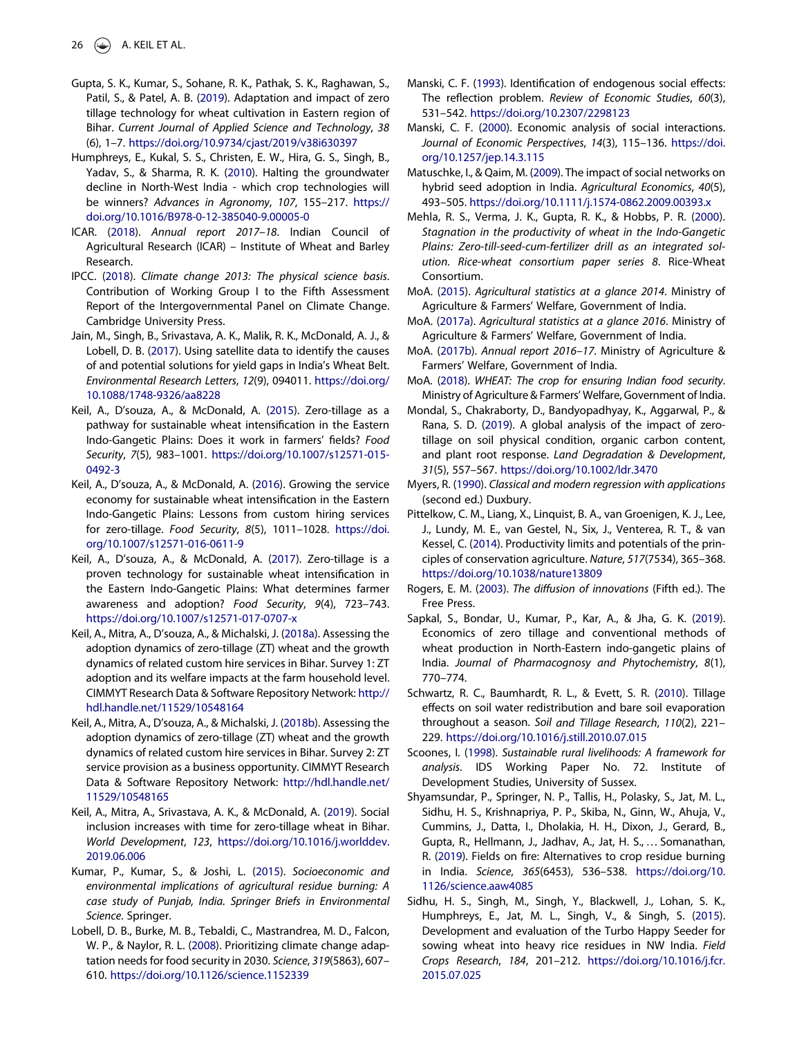Gupta, S. K., Kumar, S., Sohane, R. K., Pathak, S. K., Raghawan, S., Patil, S., & Patel, A. B. (2019). Adaptation and impact of zero tillage technology for wheat cultivation in Eastern region of Bihar. *Current Journal of Applied Science and Technology*, *38*(6), 1–7. https://doi.org/10.9734/cjast/2019/v38i630397

Humphreys, E., Kukal, S. S., Christen, E. W., Hira, G. S., Singh, B., Yadav, S., & Sharma, R. K. (2010). Halting the groundwater decline in North-West India - which crop technologies will be winners? *Advances in Agronomy*, *107*, 155–217. https://doi.org/10.1016/B978-0-12-385040-9.00005-0

ICAR. (2018). *Annual report 2017–18*. Indian Council of Agricultural Research (ICAR) – Institute of Wheat and Barley Research.

IPCC. (2018). *Climate change 2013: The physical science basis*. Contribution of Working Group I to the Fifth Assessment Report of the Intergovernmental Panel on Climate Change. Cambridge University Press.

Jain, M., Singh, B., Srivastava, A. K., Malik, R. K., McDonald, A. J., & Lobell, D. B. (2017). Using satellite data to identify the causes of and potential solutions for yield gaps in India's Wheat Belt. *Environmental Research Letters*, *12*(9), 094011. https://doi.org/10.1088/1748-9326/aa8228

Keil, A., D'souza, A., & McDonald, A. (2015). Zero-tillage as a pathway for sustainable wheat intensification in the Eastern Indo-Gangetic Plains: Does it work in farmers' fields? *Food Security*, *7*(5), 983–1001. https://doi.org/10.1007/s12571-015-0492-3

Keil, A., D'souza, A., & McDonald, A. (2016). Growing the service economy for sustainable wheat intensification in the Eastern Indo-Gangetic Plains: Lessons from custom hiring services for zero-tillage. *Food Security*, *8*(5), 1011–1028. https://doi.org/10.1007/s12571-016-0611-9

Keil, A., D'souza, A., & McDonald, A. (2017). Zero-tillage is a proven technology for sustainable wheat intensification in the Eastern Indo-Gangetic Plains: What determines farmer awareness and adoption? *Food Security*, *9*(4), 723–743. https://doi.org/10.1007/s12571-017-0707-x

Keil, A., Mitra, A., D'souza, A., & Michalski, J. (2018a). Assessing the adoption dynamics of zero-tillage (ZT) wheat and the growth dynamics of related custom hire services in Bihar. Survey 1: ZT adoption and its welfare impacts at the farm household level. CIMMYT Research Data & Software Repository Network: http://hdl.handle.net/11529/10548164

Keil, A., Mitra, A., D'souza, A., & Michalski, J. (2018b). Assessing the adoption dynamics of zero-tillage (ZT) wheat and the growth dynamics of related custom hire services in Bihar. Survey 2: ZT service provision as a business opportunity. CIMMYT Research Data & Software Repository Network: http://hdl.handle.net/11529/10548165

Keil, A., Mitra, A., Srivastava, A. K., & McDonald, A. (2019). Social inclusion increases with time for zero-tillage wheat in Bihar. *World Development*, *123*, https://doi.org/10.1016/j.worlddev.2019.06.006

Kumar, P., Kumar, S., & Joshi, L. (2015). *Socioeconomic and environmental implications of agricultural residue burning: A case study of Punjab, India. Springer Briefs in Environmental Science*. Springer.

Lobell, D. B., Burke, M. B., Tebaldi, C., Mastrandrea, M. D., Falcon, W. P., & Naylor, R. L. (2008). Prioritizing climate change adaptation needs for food security in 2030. *Science*, *319*(5863), 607–610. https://doi.org/10.1126/science.1152339

Manski, C. F. (1993). Identification of endogenous social effects: The reflection problem. *Review of Economic Studies*, *60*(3), 531–542. https://doi.org/10.2307/2298123

Manski, C. F. (2000). Economic analysis of social interactions. *Journal of Economic Perspectives*, *14*(3), 115–136. https://doi.org/10.1257/jep.14.3.115

Matuschke, I., & Qaim, M. (2009). The impact of social networks on hybrid seed adoption in India. *Agricultural Economics*, *40*(5), 493–505. https://doi.org/10.1111/j.1574-0862.2009.00393.x

Mehla, R. S., Verma, J. K., Gupta, R. K., & Hobbs, P. R. (2000). *Stagnation in the productivity of wheat in the Indo-Gangetic Plains: Zero-till-seed-cum-fertilizer drill as an integrated solution. Rice-wheat consortium paper series 8*. Rice-Wheat Consortium.

MoA. (2015). *Agricultural statistics at a glance 2014*. Ministry of Agriculture & Farmers' Welfare, Government of India.

MoA. (2017a). *Agricultural statistics at a glance 2016*. Ministry of Agriculture & Farmers' Welfare, Government of India.

MoA. (2017b). *Annual report 2016–17*. Ministry of Agriculture & Farmers' Welfare, Government of India.

MoA. (2018). *WHEAT: The crop for ensuring Indian food security*. Ministry of Agriculture & Farmers' Welfare, Government of India.

Mondal, S., Chakraborty, D., Bandyopadhyay, K., Aggarwal, P., & Rana, S. D. (2019). A global analysis of the impact of zero-tillage on soil physical condition, organic carbon content, and plant root response. *Land Degradation & Development*, *31*(5), 557–567. https://doi.org/10.1002/ldr.3470

Myers, R. (1990). *Classical and modern regression with applications* (second ed.) Duxbury.

Pittelkow, C. M., Liang, X., Linquist, B. A., van Groenigen, K. J., Lee, J., Lundy, M. E., van Gestel, N., Six, J., Venterea, R. T., & van Kessel, C. (2014). Productivity limits and potentials of the principles of conservation agriculture. *Nature*, *517*(7534), 365–368. https://doi.org/10.1038/nature13809

Rogers, E. M. (2003). *The diffusion of innovations* (Fifth ed.). The Free Press.

Sapkal, S., Bondar, U., Kumar, P., Kar, A., & Jha, G. K. (2019). Economics of zero tillage and conventional methods of wheat production in North-Eastern indo-gangetic plains of India. *Journal of Pharmacognosy and Phytochemistry*, *8*(1), 770–774.

Schwartz, R. C., Baumhardt, R. L., & Evett, S. R. (2010). Tillage effects on soil water redistribution and bare soil evaporation throughout a season. *Soil and Tillage Research*, *110*(2), 221–229. https://doi.org/10.1016/j.still.2010.07.015

Scoones, I. (1998). *Sustainable rural livelihoods: A framework for analysis*. IDS Working Paper No. 72. Institute of Development Studies, University of Sussex.

Shyamsundar, P., Springer, N. P., Tallis, H., Polasky, S., Jat, M. L., Sidhu, H. S., Krishnapriya, P. P., Skiba, N., Ginn, W., Ahuja, V., Cummins, J., Datta, I., Dholakia, H. H., Dixon, J., Gerard, B., Gupta, R., Hellmann, J., Jadhav, A., Jat, H. S., … Somanathan, R. (2019). Fields on fire: Alternatives to crop residue burning in India. *Science*, *365*(6453), 536–538. https://doi.org/10.1126/science.aaw4085

Sidhu, H. S., Singh, M., Singh, Y., Blackwell, J., Lohan, S. K., Humphreys, E., Jat, M. L., Singh, V., & Singh, S. (2015). Development and evaluation of the Turbo Happy Seeder for sowing wheat into heavy rice residues in NW India. *Field Crops Research*, *184*, 201–212. https://doi.org/10.1016/j.fcr.2015.07.025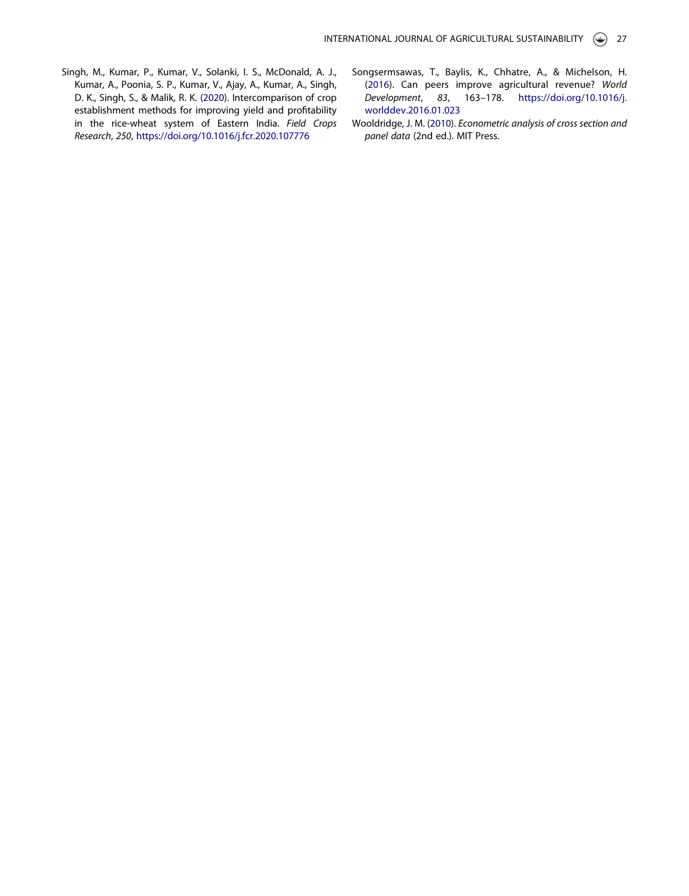Singh, M., Kumar, P., Kumar, V., Solanki, I. S., McDonald, A. J., Kumar, A., Poonia, S. P., Kumar, V., Ajay, A., Kumar, A., Singh, D. K., Singh, S., & Malik, R. K. (2020). Intercomparison of crop establishment methods for improving yield and profitability in the rice-wheat system of Eastern India. *Field Crops Research*, *250*, https://doi.org/10.1016/j.fcr.2020.107776

Songsermsawas, T., Baylis, K., Chhatre, A., & Michelson, H. (2016). Can peers improve agricultural revenue? *World Development*, *83*, 163–178. https://doi.org/10.1016/j.worlddev.2016.01.023

Wooldridge, J. M. (2010). *Econometric analysis of cross section and panel data* (2nd ed.). MIT Press.